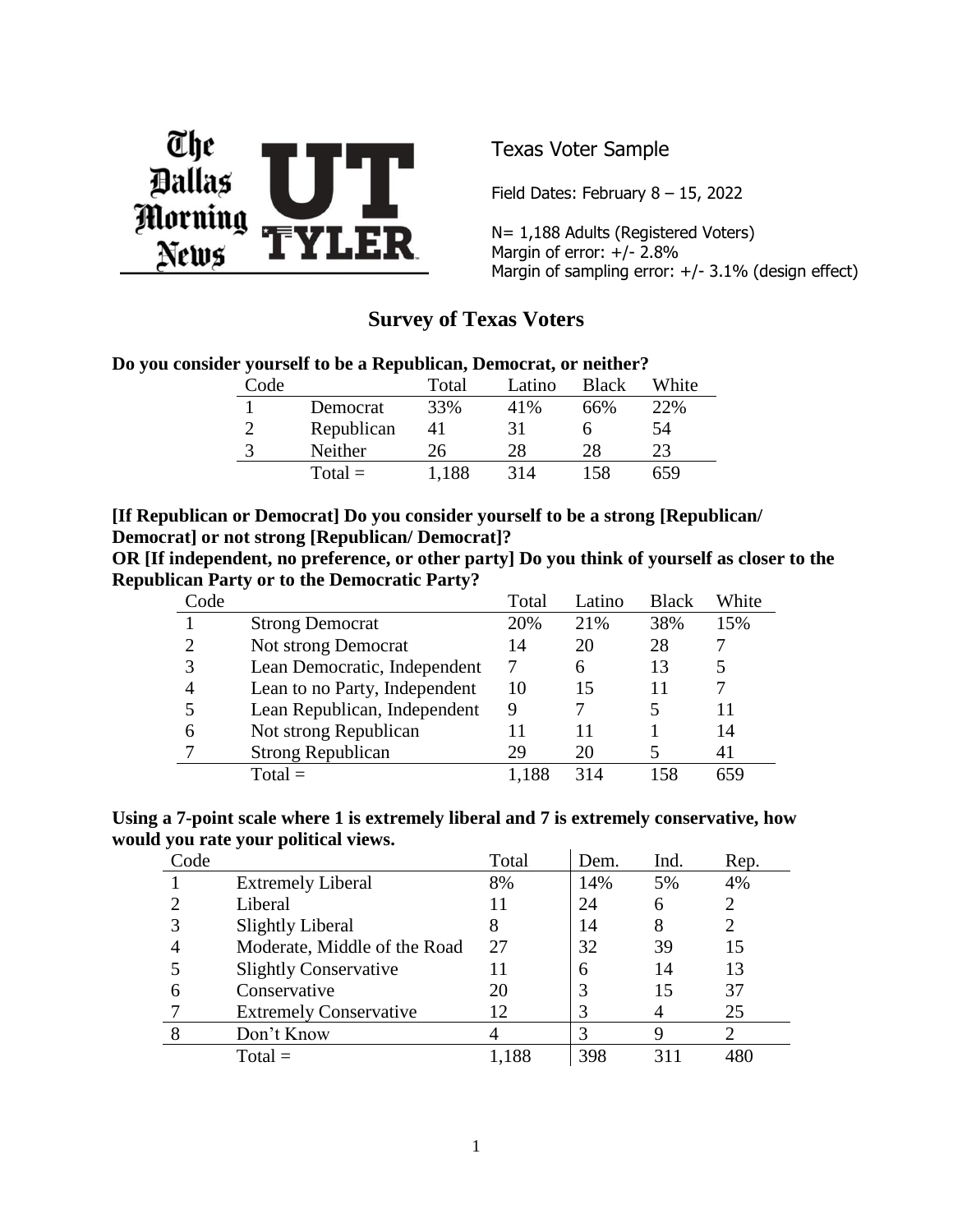Texas Voter Sample

Field Dates: February 8 – 15, 2022

N= 1,188 Adults (Registered Voters)
Margin of error: +/- 2.8%
Margin of sampling error: +/- 3.1% (design effect)

# Survey of Texas Voters

**Do you consider yourself to be a Republican, Democrat, or neither?**

| Code | | Total | Latino | Black | White |
|---|---|---|---|---|---|
| 1 | Democrat | 33% | 41% | 66% | 22% |
| 2 | Republican | 41 | 31 | 6 | 54 |
| 3 | Neither | 26 | 28 | 28 | 23 |
| | Total = | 1,188 | 314 | 158 | 659 |

**[If Republican or Democrat] Do you consider yourself to be a strong [Republican/ Democrat] or not strong [Republican/ Democrat]?**
**OR [If independent, no preference, or other party] Do you think of yourself as closer to the Republican Party or to the Democratic Party?**

| Code | | Total | Latino | Black | White |
|---|---|---|---|---|---|
| 1 | Strong Democrat | 20% | 21% | 38% | 15% |
| 2 | Not strong Democrat | 14 | 20 | 28 | 7 |
| 3 | Lean Democratic, Independent | 7 | 6 | 13 | 5 |
| 4 | Lean to no Party, Independent | 10 | 15 | 11 | 7 |
| 5 | Lean Republican, Independent | 9 | 7 | 5 | 11 |
| 6 | Not strong Republican | 11 | 11 | 1 | 14 |
| 7 | Strong Republican | 29 | 20 | 5 | 41 |
| | Total = | 1,188 | 314 | 158 | 659 |

**Using a 7-point scale where 1 is extremely liberal and 7 is extremely conservative, how would you rate your political views.**

| Code | | Total | Dem. | Ind. | Rep. |
|---|---|---|---|---|---|
| 1 | Extremely Liberal | 8% | 14% | 5% | 4% |
| 2 | Liberal | 11 | 24 | 6 | 2 |
| 3 | Slightly Liberal | 8 | 14 | 8 | 2 |
| 4 | Moderate, Middle of the Road | 27 | 32 | 39 | 15 |
| 5 | Slightly Conservative | 11 | 6 | 14 | 13 |
| 6 | Conservative | 20 | 3 | 15 | 37 |
| 7 | Extremely Conservative | 12 | 3 | 4 | 25 |
| 8 | Don't Know | 4 | 3 | 9 | 2 |
| | Total = | 1,188 | 398 | 311 | 480 |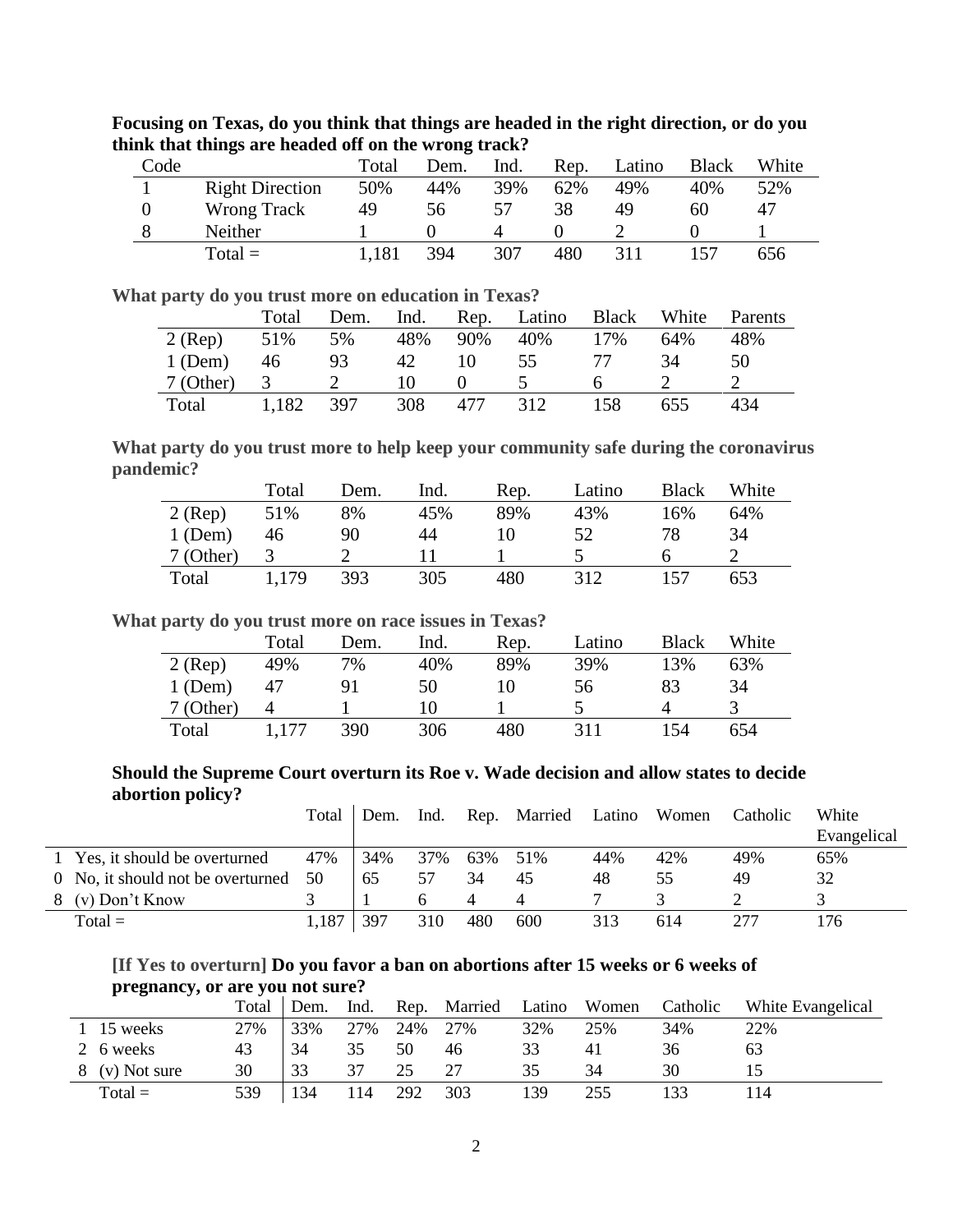**Focusing on Texas, do you think that things are headed in the right direction, or do you think that things are headed off on the wrong track?**

| Code | | Total | Dem. | Ind. | Rep. | Latino | Black | White |
|---|---|---|---|---|---|---|---|---|
| 1 | Right Direction | 50% | 44% | 39% | 62% | 49% | 40% | 52% |
| 0 | Wrong Track | 49 | 56 | 57 | 38 | 49 | 60 | 47 |
| 8 | Neither | 1 | 0 | 4 | 0 | 2 | 0 | 1 |
| | Total = | 1,181 | 394 | 307 | 480 | 311 | 157 | 656 |

**What party do you trust more on education in Texas?**

| | Total | Dem. | Ind. | Rep. | Latino | Black | White | Parents |
|---|---|---|---|---|---|---|---|---|
| 2 (Rep) | 51% | 5% | 48% | 90% | 40% | 17% | 64% | 48% |
| 1 (Dem) | 46 | 93 | 42 | 10 | 55 | 77 | 34 | 50 |
| 7 (Other) | 3 | 2 | 10 | 0 | 5 | 6 | 2 | 2 |
| Total | 1,182 | 397 | 308 | 477 | 312 | 158 | 655 | 434 |

**What party do you trust more to help keep your community safe during the coronavirus pandemic?**

| | Total | Dem. | Ind. | Rep. | Latino | Black | White |
|---|---|---|---|---|---|---|---|
| 2 (Rep) | 51% | 8% | 45% | 89% | 43% | 16% | 64% |
| 1 (Dem) | 46 | 90 | 44 | 10 | 52 | 78 | 34 |
| 7 (Other) | 3 | 2 | 11 | 1 | 5 | 6 | 2 |
| Total | 1,179 | 393 | 305 | 480 | 312 | 157 | 653 |

**What party do you trust more on race issues in Texas?**

| | Total | Dem. | Ind. | Rep. | Latino | Black | White |
|---|---|---|---|---|---|---|---|
| 2 (Rep) | 49% | 7% | 40% | 89% | 39% | 13% | 63% |
| 1 (Dem) | 47 | 91 | 50 | 10 | 56 | 83 | 34 |
| 7 (Other) | 4 | 1 | 10 | 1 | 5 | 4 | 3 |
| Total | 1,177 | 390 | 306 | 480 | 311 | 154 | 654 |

**Should the Supreme Court overturn its Roe v. Wade decision and allow states to decide abortion policy?**

| | | Total | Dem. | Ind. | Rep. | Married | Latino | Women | Catholic | White Evangelical |
|---|---|---|---|---|---|---|---|---|---|---|
| 1 | Yes, it should be overturned | 47% | 34% | 37% | 63% | 51% | 44% | 42% | 49% | 65% |
| 0 | No, it should not be overturned | 50 | 65 | 57 | 34 | 45 | 48 | 55 | 49 | 32 |
| 8 | (v) Don't Know | 3 | 1 | 6 | 4 | 4 | 7 | 3 | 2 | 3 |
| | Total = | 1,187 | 397 | 310 | 480 | 600 | 313 | 614 | 277 | 176 |

**[If Yes to overturn] Do you favor a ban on abortions after 15 weeks or 6 weeks of pregnancy, or are you not sure?**

| | | Total | Dem. | Ind. | Rep. | Married | Latino | Women | Catholic | White Evangelical |
|---|---|---|---|---|---|---|---|---|---|---|
| 1 | 15 weeks | 27% | 33% | 27% | 24% | 27% | 32% | 25% | 34% | 22% |
| 2 | 6 weeks | 43 | 34 | 35 | 50 | 46 | 33 | 41 | 36 | 63 |
| 8 | (v) Not sure | 30 | 33 | 37 | 25 | 27 | 35 | 34 | 30 | 15 |
| | Total = | 539 | 134 | 114 | 292 | 303 | 139 | 255 | 133 | 114 |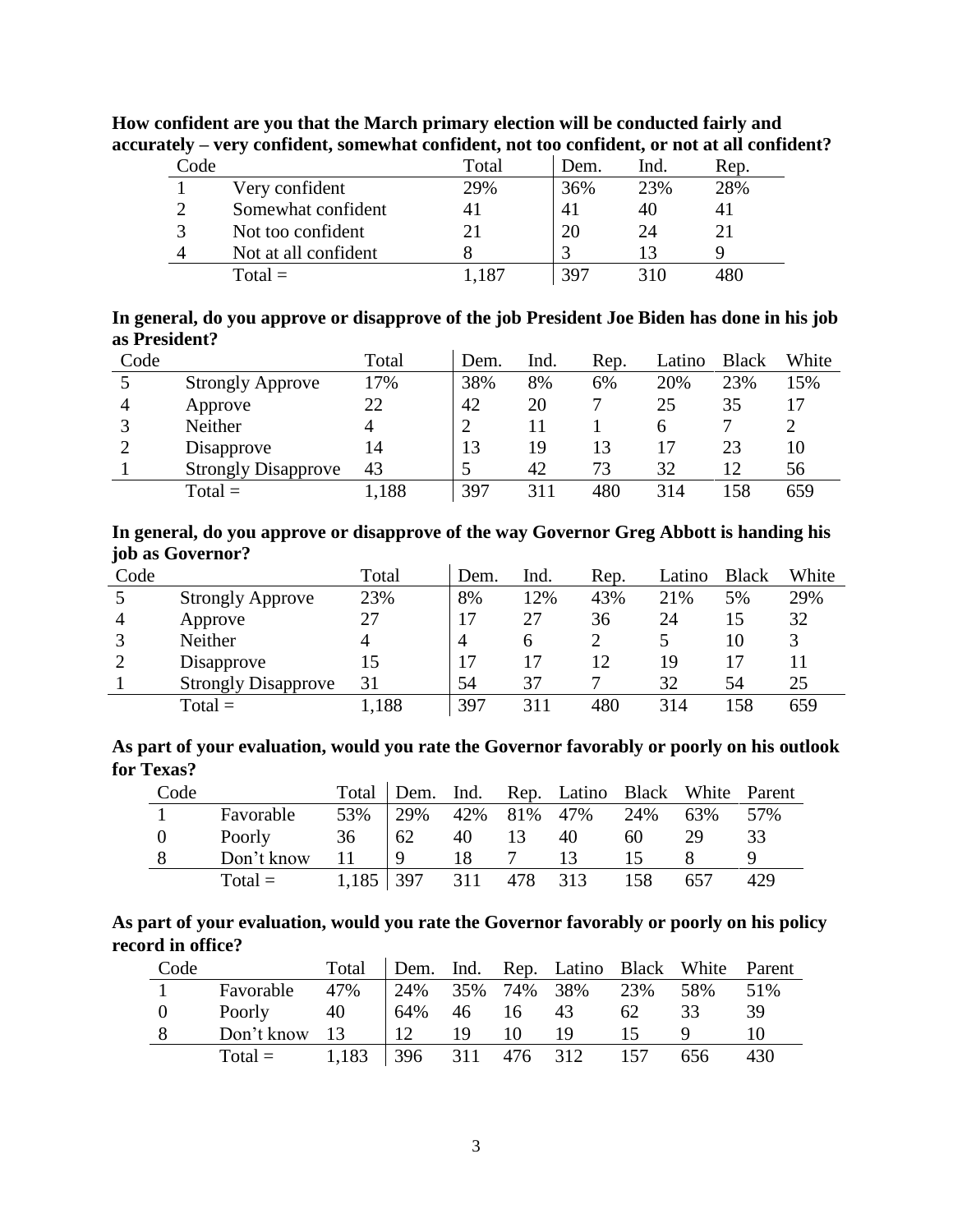**How confident are you that the March primary election will be conducted fairly and accurately – very confident, somewhat confident, not too confident, or not at all confident?**

| Code | | Total | Dem. | Ind. | Rep. |
|---|---|---|---|---|---|
| 1 | Very confident | 29% | 36% | 23% | 28% |
| 2 | Somewhat confident | 41 | 41 | 40 | 41 |
| 3 | Not too confident | 21 | 20 | 24 | 21 |
| 4 | Not at all confident | 8 | 3 | 13 | 9 |
| | Total = | 1,187 | 397 | 310 | 480 |

**In general, do you approve or disapprove of the job President Joe Biden has done in his job as President?**

| Code | | Total | Dem. | Ind. | Rep. | Latino | Black | White |
|---|---|---|---|---|---|---|---|---|
| 5 | Strongly Approve | 17% | 38% | 8% | 6% | 20% | 23% | 15% |
| 4 | Approve | 22 | 42 | 20 | 7 | 25 | 35 | 17 |
| 3 | Neither | 4 | 2 | 11 | 1 | 6 | 7 | 2 |
| 2 | Disapprove | 14 | 13 | 19 | 13 | 17 | 23 | 10 |
| 1 | Strongly Disapprove | 43 | 5 | 42 | 73 | 32 | 12 | 56 |
| | Total = | 1,188 | 397 | 311 | 480 | 314 | 158 | 659 |

**In general, do you approve or disapprove of the way Governor Greg Abbott is handing his job as Governor?**

| Code | | Total | Dem. | Ind. | Rep. | Latino | Black | White |
|---|---|---|---|---|---|---|---|---|
| 5 | Strongly Approve | 23% | 8% | 12% | 43% | 21% | 5% | 29% |
| 4 | Approve | 27 | 17 | 27 | 36 | 24 | 15 | 32 |
| 3 | Neither | 4 | 4 | 6 | 2 | 5 | 10 | 3 |
| 2 | Disapprove | 15 | 17 | 17 | 12 | 19 | 17 | 11 |
| 1 | Strongly Disapprove | 31 | 54 | 37 | 7 | 32 | 54 | 25 |
| | Total = | 1,188 | 397 | 311 | 480 | 314 | 158 | 659 |

**As part of your evaluation, would you rate the Governor favorably or poorly on his outlook for Texas?**

| Code | | Total | Dem. | Ind. | Rep. | Latino | Black | White | Parent |
|---|---|---|---|---|---|---|---|---|---|
| 1 | Favorable | 53% | 29% | 42% | 81% | 47% | 24% | 63% | 57% |
| 0 | Poorly | 36 | 62 | 40 | 13 | 40 | 60 | 29 | 33 |
| 8 | Don't know | 11 | 9 | 18 | 7 | 13 | 15 | 8 | 9 |
| | Total = | 1,185 | 397 | 311 | 478 | 313 | 158 | 657 | 429 |

**As part of your evaluation, would you rate the Governor favorably or poorly on his policy record in office?**

| Code | | Total | Dem. | Ind. | Rep. | Latino | Black | White | Parent |
|---|---|---|---|---|---|---|---|---|---|
| 1 | Favorable | 47% | 24% | 35% | 74% | 38% | 23% | 58% | 51% |
| 0 | Poorly | 40 | 64% | 46 | 16 | 43 | 62 | 33 | 39 |
| 8 | Don't know | 13 | 12 | 19 | 10 | 19 | 15 | 9 | 10 |
| | Total = | 1,183 | 396 | 311 | 476 | 312 | 157 | 656 | 430 |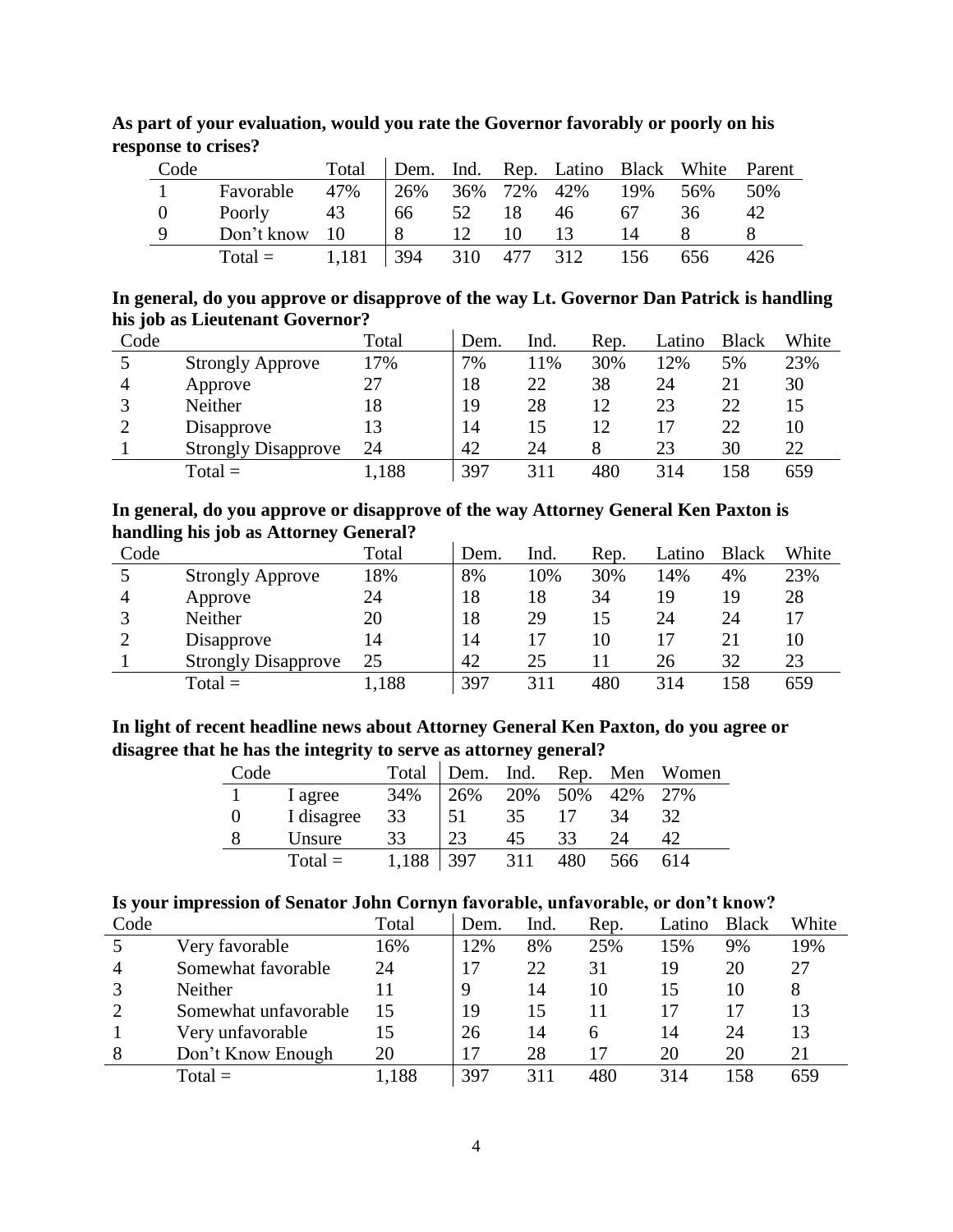**As part of your evaluation, would you rate the Governor favorably or poorly on his response to crises?**

| Code | | Total | Dem. | Ind. | Rep. | Latino | Black | White | Parent |
|---|---|---|---|---|---|---|---|---|---|
| 1 | Favorable | 47% | 26% | 36% | 72% | 42% | 19% | 56% | 50% |
| 0 | Poorly | 43 | 66 | 52 | 18 | 46 | 67 | 36 | 42 |
| 9 | Don't know | 10 | 8 | 12 | 10 | 13 | 14 | 8 | 8 |
| | Total = | 1,181 | 394 | 310 | 477 | 312 | 156 | 656 | 426 |

**In general, do you approve or disapprove of the way Lt. Governor Dan Patrick is handling his job as Lieutenant Governor?**

| Code | | Total | Dem. | Ind. | Rep. | Latino | Black | White |
|---|---|---|---|---|---|---|---|---|
| 5 | Strongly Approve | 17% | 7% | 11% | 30% | 12% | 5% | 23% |
| 4 | Approve | 27 | 18 | 22 | 38 | 24 | 21 | 30 |
| 3 | Neither | 18 | 19 | 28 | 12 | 23 | 22 | 15 |
| 2 | Disapprove | 13 | 14 | 15 | 12 | 17 | 22 | 10 |
| 1 | Strongly Disapprove | 24 | 42 | 24 | 8 | 23 | 30 | 22 |
| | Total = | 1,188 | 397 | 311 | 480 | 314 | 158 | 659 |

**In general, do you approve or disapprove of the way Attorney General Ken Paxton is handling his job as Attorney General?**

| Code | | Total | Dem. | Ind. | Rep. | Latino | Black | White |
|---|---|---|---|---|---|---|---|---|
| 5 | Strongly Approve | 18% | 8% | 10% | 30% | 14% | 4% | 23% |
| 4 | Approve | 24 | 18 | 18 | 34 | 19 | 19 | 28 |
| 3 | Neither | 20 | 18 | 29 | 15 | 24 | 24 | 17 |
| 2 | Disapprove | 14 | 14 | 17 | 10 | 17 | 21 | 10 |
| 1 | Strongly Disapprove | 25 | 42 | 25 | 11 | 26 | 32 | 23 |
| | Total = | 1,188 | 397 | 311 | 480 | 314 | 158 | 659 |

**In light of recent headline news about Attorney General Ken Paxton, do you agree or disagree that he has the integrity to serve as attorney general?**

| Code | | Total | Dem. | Ind. | Rep. | Men | Women |
|---|---|---|---|---|---|---|---|
| 1 | I agree | 34% | 26% | 20% | 50% | 42% | 27% |
| 0 | I disagree | 33 | 51 | 35 | 17 | 34 | 32 |
| 8 | Unsure | 33 | 23 | 45 | 33 | 24 | 42 |
| | Total = | 1,188 | 397 | 311 | 480 | 566 | 614 |

**Is your impression of Senator John Cornyn favorable, unfavorable, or don't know?**

| Code | | Total | Dem. | Ind. | Rep. | Latino | Black | White |
|---|---|---|---|---|---|---|---|---|
| 5 | Very favorable | 16% | 12% | 8% | 25% | 15% | 9% | 19% |
| 4 | Somewhat favorable | 24 | 17 | 22 | 31 | 19 | 20 | 27 |
| 3 | Neither | 11 | 9 | 14 | 10 | 15 | 10 | 8 |
| 2 | Somewhat unfavorable | 15 | 19 | 15 | 11 | 17 | 17 | 13 |
| 1 | Very unfavorable | 15 | 26 | 14 | 6 | 14 | 24 | 13 |
| 8 | Don't Know Enough | 20 | 17 | 28 | 17 | 20 | 20 | 21 |
| | Total = | 1,188 | 397 | 311 | 480 | 314 | 158 | 659 |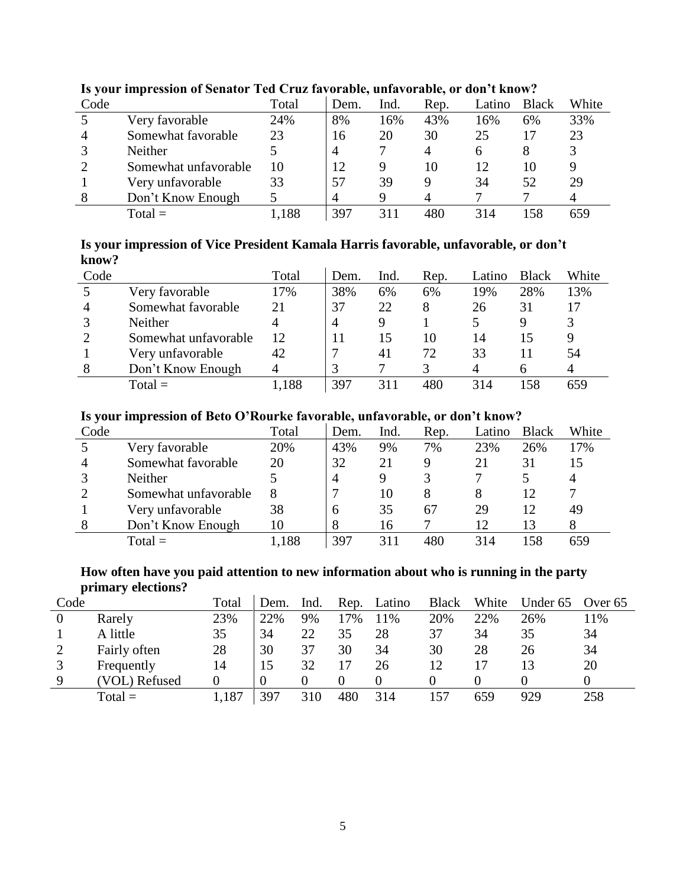**Is your impression of Senator Ted Cruz favorable, unfavorable, or don't know?**

| Code | | Total | Dem. | Ind. | Rep. | Latino | Black | White |
|---|---|---|---|---|---|---|---|---|
| 5 | Very favorable | 24% | 8% | 16% | 43% | 16% | 6% | 33% |
| 4 | Somewhat favorable | 23 | 16 | 20 | 30 | 25 | 17 | 23 |
| 3 | Neither | 5 | 4 | 7 | 4 | 6 | 8 | 3 |
| 2 | Somewhat unfavorable | 10 | 12 | 9 | 10 | 12 | 10 | 9 |
| 1 | Very unfavorable | 33 | 57 | 39 | 9 | 34 | 52 | 29 |
| 8 | Don't Know Enough | 5 | 4 | 9 | 4 | 7 | 7 | 4 |
| | Total = | 1,188 | 397 | 311 | 480 | 314 | 158 | 659 |

**Is your impression of Vice President Kamala Harris favorable, unfavorable, or don't know?**

| Code | | Total | Dem. | Ind. | Rep. | Latino | Black | White |
|---|---|---|---|---|---|---|---|---|
| 5 | Very favorable | 17% | 38% | 6% | 6% | 19% | 28% | 13% |
| 4 | Somewhat favorable | 21 | 37 | 22 | 8 | 26 | 31 | 17 |
| 3 | Neither | 4 | 4 | 9 | 1 | 5 | 9 | 3 |
| 2 | Somewhat unfavorable | 12 | 11 | 15 | 10 | 14 | 15 | 9 |
| 1 | Very unfavorable | 42 | 7 | 41 | 72 | 33 | 11 | 54 |
| 8 | Don't Know Enough | 4 | 3 | 7 | 3 | 4 | 6 | 4 |
| | Total = | 1,188 | 397 | 311 | 480 | 314 | 158 | 659 |

**Is your impression of Beto O'Rourke favorable, unfavorable, or don't know?**

| Code | | Total | Dem. | Ind. | Rep. | Latino | Black | White |
|---|---|---|---|---|---|---|---|---|
| 5 | Very favorable | 20% | 43% | 9% | 7% | 23% | 26% | 17% |
| 4 | Somewhat favorable | 20 | 32 | 21 | 9 | 21 | 31 | 15 |
| 3 | Neither | 5 | 4 | 9 | 3 | 7 | 5 | 4 |
| 2 | Somewhat unfavorable | 8 | 7 | 10 | 8 | 8 | 12 | 7 |
| 1 | Very unfavorable | 38 | 6 | 35 | 67 | 29 | 12 | 49 |
| 8 | Don't Know Enough | 10 | 8 | 16 | 7 | 12 | 13 | 8 |
| | Total = | 1,188 | 397 | 311 | 480 | 314 | 158 | 659 |

**How often have you paid attention to new information about who is running in the party primary elections?**

| Code | | Total | Dem. | Ind. | Rep. | Latino | Black | White | Under 65 | Over 65 |
|---|---|---|---|---|---|---|---|---|---|---|
| 0 | Rarely | 23% | 22% | 9% | 17% | 11% | 20% | 22% | 26% | 11% |
| 1 | A little | 35 | 34 | 22 | 35 | 28 | 37 | 34 | 35 | 34 |
| 2 | Fairly often | 28 | 30 | 37 | 30 | 34 | 30 | 28 | 26 | 34 |
| 3 | Frequently | 14 | 15 | 32 | 17 | 26 | 12 | 17 | 13 | 20 |
| 9 | (VOL) Refused | 0 | 0 | 0 | 0 | 0 | 0 | 0 | 0 | 0 |
| | Total = | 1,187 | 397 | 310 | 480 | 314 | 157 | 659 | 929 | 258 |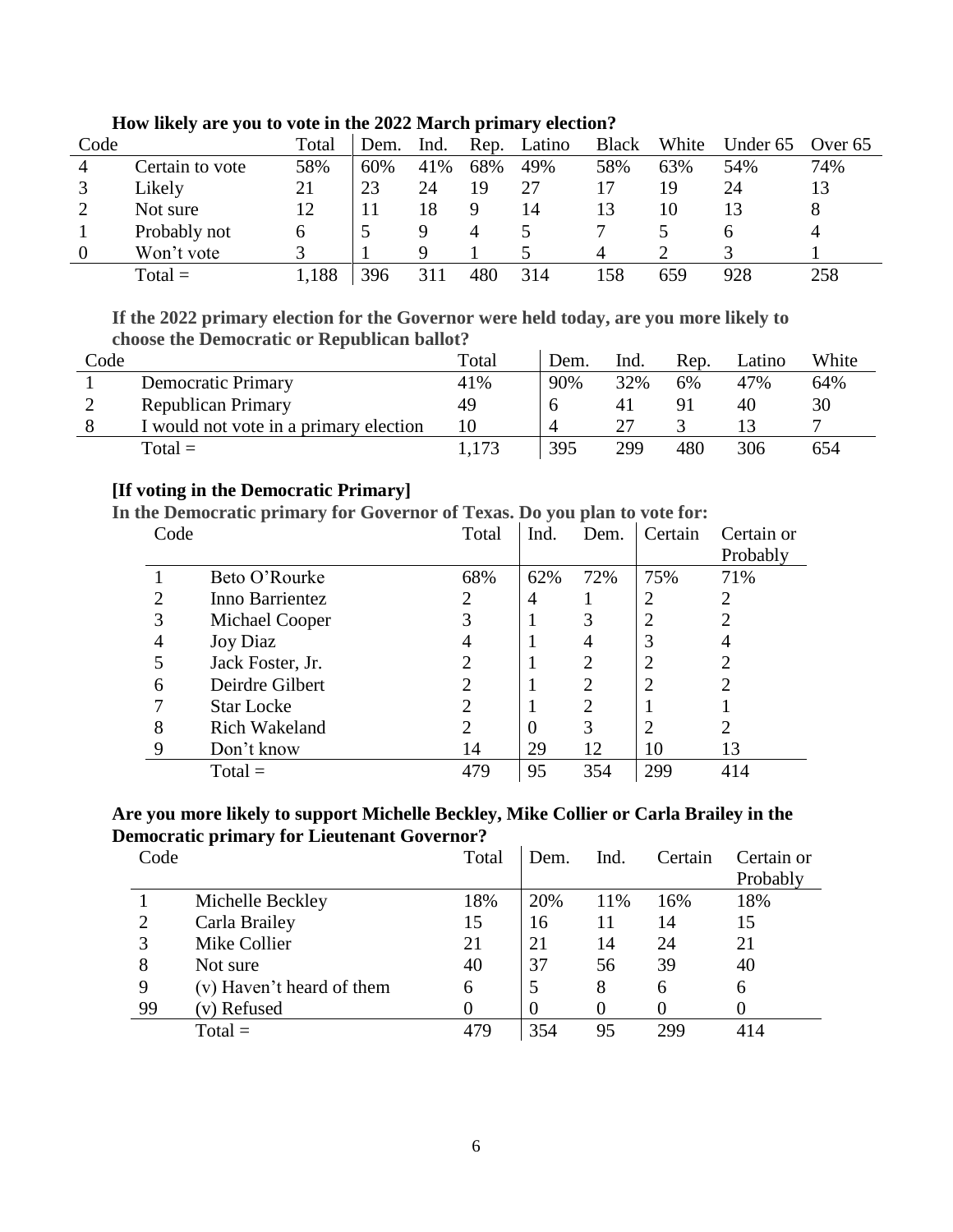**How likely are you to vote in the 2022 March primary election?**

| Code | | Total | Dem. | Ind. | Rep. | Latino | Black | White | Under 65 | Over 65 |
|---|---|---|---|---|---|---|---|---|---|---|
| 4 | Certain to vote | 58% | 60% | 41% | 68% | 49% | 58% | 63% | 54% | 74% |
| 3 | Likely | 21 | 23 | 24 | 19 | 27 | 17 | 19 | 24 | 13 |
| 2 | Not sure | 12 | 11 | 18 | 9 | 14 | 13 | 10 | 13 | 8 |
| 1 | Probably not | 6 | 5 | 9 | 4 | 5 | 7 | 5 | 6 | 4 |
| 0 | Won't vote | 3 | 1 | 9 | 1 | 5 | 4 | 2 | 3 | 1 |
| | Total = | 1,188 | 396 | 311 | 480 | 314 | 158 | 659 | 928 | 258 |

**If the 2022 primary election for the Governor were held today, are you more likely to choose the Democratic or Republican ballot?**

| Code | | Total | Dem. | Ind. | Rep. | Latino | White |
|---|---|---|---|---|---|---|---|
| 1 | Democratic Primary | 41% | 90% | 32% | 6% | 47% | 64% |
| 2 | Republican Primary | 49 | 6 | 41 | 91 | 40 | 30 |
| 8 | I would not vote in a primary election | 10 | 4 | 27 | 3 | 13 | 7 |
| | Total = | 1,173 | 395 | 299 | 480 | 306 | 654 |

**[If voting in the Democratic Primary]**

**In the Democratic primary for Governor of Texas. Do you plan to vote for:**

| Code | | Total | Ind. | Dem. | Certain | Certain or Probably |
|---|---|---|---|---|---|---|
| 1 | Beto O'Rourke | 68% | 62% | 72% | 75% | 71% |
| 2 | Inno Barrientez | 2 | 4 | 1 | 2 | 2 |
| 3 | Michael Cooper | 3 | 1 | 3 | 2 | 2 |
| 4 | Joy Diaz | 4 | 1 | 4 | 3 | 4 |
| 5 | Jack Foster, Jr. | 2 | 1 | 2 | 2 | 2 |
| 6 | Deirdre Gilbert | 2 | 1 | 2 | 2 | 2 |
| 7 | Star Locke | 2 | 1 | 2 | 1 | 1 |
| 8 | Rich Wakeland | 2 | 0 | 3 | 2 | 2 |
| 9 | Don't know | 14 | 29 | 12 | 10 | 13 |
| | Total = | 479 | 95 | 354 | 299 | 414 |

**Are you more likely to support Michelle Beckley, Mike Collier or Carla Brailey in the Democratic primary for Lieutenant Governor?**

| Code | | Total | Dem. | Ind. | Certain | Certain or Probably |
|---|---|---|---|---|---|---|
| 1 | Michelle Beckley | 18% | 20% | 11% | 16% | 18% |
| 2 | Carla Brailey | 15 | 16 | 11 | 14 | 15 |
| 3 | Mike Collier | 21 | 21 | 14 | 24 | 21 |
| 8 | Not sure | 40 | 37 | 56 | 39 | 40 |
| 9 | (v) Haven't heard of them | 6 | 5 | 8 | 6 | 6 |
| 99 | (v) Refused | 0 | 0 | 0 | 0 | 0 |
| | Total = | 479 | 354 | 95 | 299 | 414 |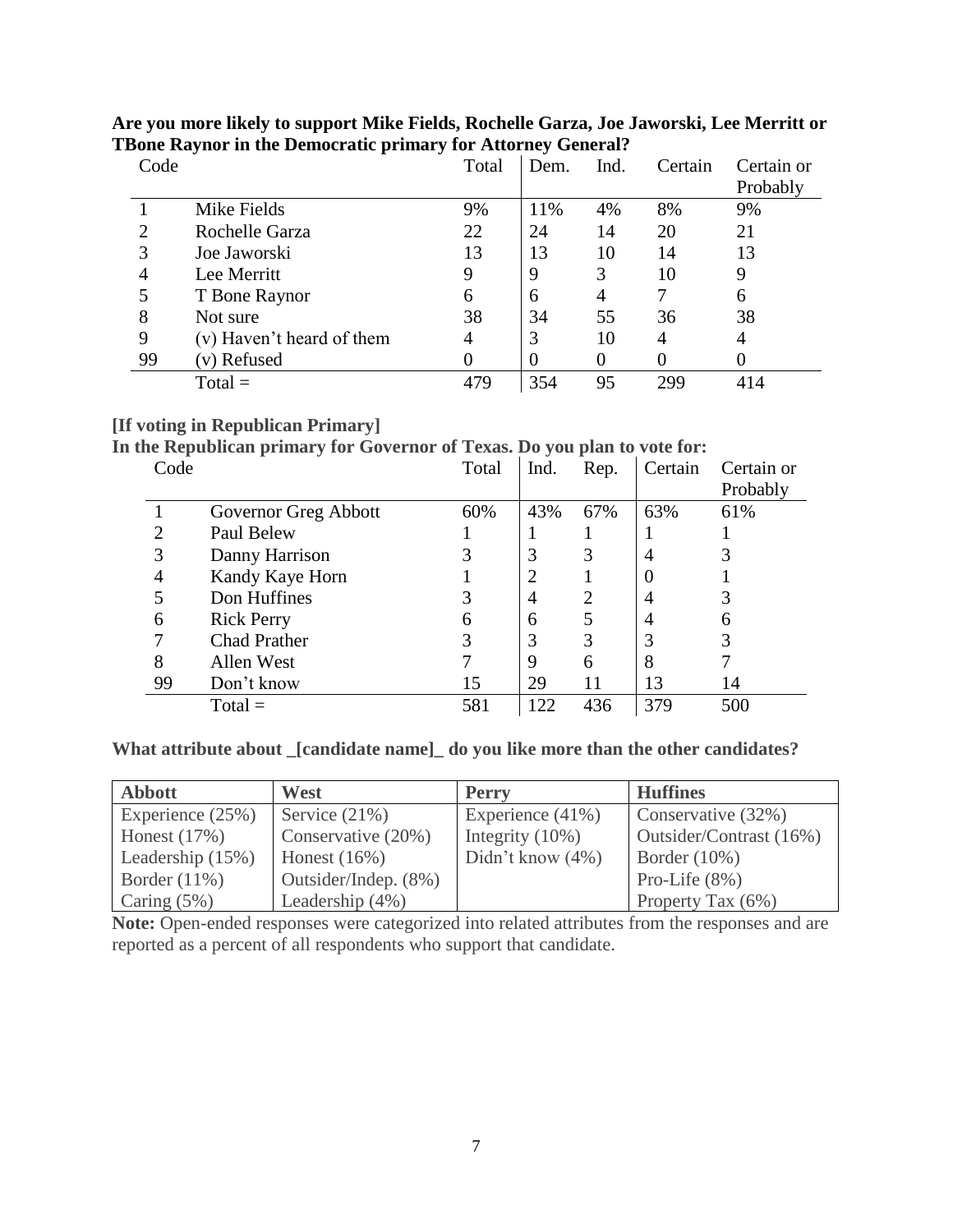**Are you more likely to support Mike Fields, Rochelle Garza, Joe Jaworski, Lee Merritt or TBone Raynor in the Democratic primary for Attorney General?**

| Code | | Total | Dem. | Ind. | Certain | Certain or Probably |
|---|---|---|---|---|---|---|
| 1 | Mike Fields | 9% | 11% | 4% | 8% | 9% |
| 2 | Rochelle Garza | 22 | 24 | 14 | 20 | 21 |
| 3 | Joe Jaworski | 13 | 13 | 10 | 14 | 13 |
| 4 | Lee Merritt | 9 | 9 | 3 | 10 | 9 |
| 5 | T Bone Raynor | 6 | 6 | 4 | 7 | 6 |
| 8 | Not sure | 38 | 34 | 55 | 36 | 38 |
| 9 | (v) Haven't heard of them | 4 | 3 | 10 | 4 | 4 |
| 99 | (v) Refused | 0 | 0 | 0 | 0 | 0 |
| | Total = | 479 | 354 | 95 | 299 | 414 |

**[If voting in Republican Primary]**

**In the Republican primary for Governor of Texas. Do you plan to vote for:**

| Code | | Total | Ind. | Rep. | Certain | Certain or Probably |
|---|---|---|---|---|---|---|
| 1 | Governor Greg Abbott | 60% | 43% | 67% | 63% | 61% |
| 2 | Paul Belew | 1 | 1 | 1 | 1 | 1 |
| 3 | Danny Harrison | 3 | 3 | 3 | 4 | 3 |
| 4 | Kandy Kaye Horn | 1 | 2 | 1 | 0 | 1 |
| 5 | Don Huffines | 3 | 4 | 2 | 4 | 3 |
| 6 | Rick Perry | 6 | 6 | 5 | 4 | 6 |
| 7 | Chad Prather | 3 | 3 | 3 | 3 | 3 |
| 8 | Allen West | 7 | 9 | 6 | 8 | 7 |
| 99 | Don't know | 15 | 29 | 11 | 13 | 14 |
| | Total = | 581 | 122 | 436 | 379 | 500 |

**What attribute about _[candidate name]_ do you like more than the other candidates?**

| Abbott | West | Perry | Huffines |
|---|---|---|---|
| Experience (25%) | Service (21%) | Experience (41%) | Conservative (32%) |
| Honest (17%) | Conservative (20%) | Integrity (10%) | Outsider/Contrast (16%) |
| Leadership (15%) | Honest (16%) | Didn't know (4%) | Border (10%) |
| Border (11%) | Outsider/Indep. (8%) | | Pro-Life (8%) |
| Caring (5%) | Leadership (4%) | | Property Tax (6%) |

**Note:** Open-ended responses were categorized into related attributes from the responses and are reported as a percent of all respondents who support that candidate.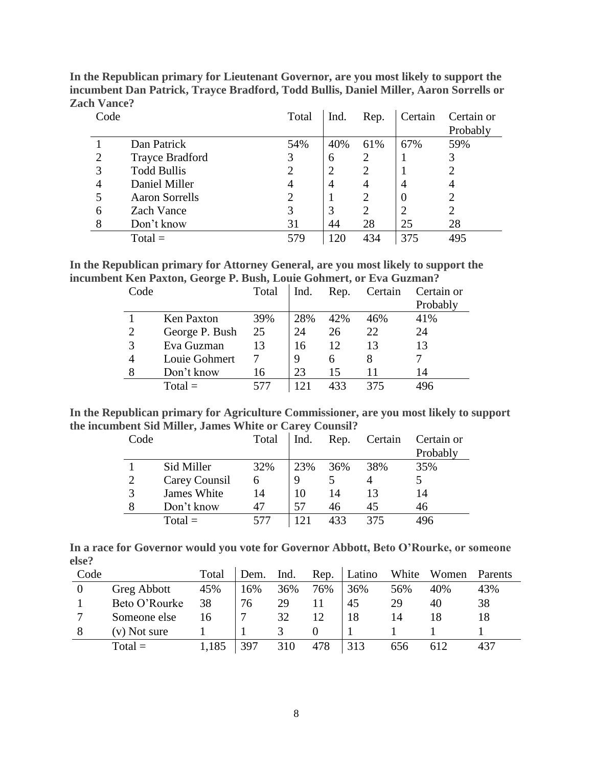**In the Republican primary for Lieutenant Governor, are you most likely to support the incumbent Dan Patrick, Trayce Bradford, Todd Bullis, Daniel Miller, Aaron Sorrells or Zach Vance?**

| Code | | Total | Ind. | Rep. | Certain | Certain or Probably |
|---|---|---|---|---|---|---|
| 1 | Dan Patrick | 54% | 40% | 61% | 67% | 59% |
| 2 | Trayce Bradford | 3 | 6 | 2 | 1 | 3 |
| 3 | Todd Bullis | 2 | 2 | 2 | 1 | 2 |
| 4 | Daniel Miller | 4 | 4 | 4 | 4 | 4 |
| 5 | Aaron Sorrells | 2 | 1 | 2 | 0 | 2 |
| 6 | Zach Vance | 3 | 3 | 2 | 2 | 2 |
| 8 | Don't know | 31 | 44 | 28 | 25 | 28 |
| | Total = | 579 | 120 | 434 | 375 | 495 |

**In the Republican primary for Attorney General, are you most likely to support the incumbent Ken Paxton, George P. Bush, Louie Gohmert, or Eva Guzman?**

| Code | | Total | Ind. | Rep. | Certain | Certain or Probably |
|---|---|---|---|---|---|---|
| 1 | Ken Paxton | 39% | 28% | 42% | 46% | 41% |
| 2 | George P. Bush | 25 | 24 | 26 | 22 | 24 |
| 3 | Eva Guzman | 13 | 16 | 12 | 13 | 13 |
| 4 | Louie Gohmert | 7 | 9 | 6 | 8 | 7 |
| 8 | Don't know | 16 | 23 | 15 | 11 | 14 |
| | Total = | 577 | 121 | 433 | 375 | 496 |

**In the Republican primary for Agriculture Commissioner, are you most likely to support the incumbent Sid Miller, James White or Carey Counsil?**

| Code | | Total | Ind. | Rep. | Certain | Certain or Probably |
|---|---|---|---|---|---|---|
| 1 | Sid Miller | 32% | 23% | 36% | 38% | 35% |
| 2 | Carey Counsil | 6 | 9 | 5 | 4 | 5 |
| 3 | James White | 14 | 10 | 14 | 13 | 14 |
| 8 | Don't know | 47 | 57 | 46 | 45 | 46 |
| | Total = | 577 | 121 | 433 | 375 | 496 |

**In a race for Governor would you vote for Governor Abbott, Beto O'Rourke, or someone else?**

| Code | | Total | Dem. | Ind. | Rep. | Latino | White | Women | Parents |
|---|---|---|---|---|---|---|---|---|---|
| 0 | Greg Abbott | 45% | 16% | 36% | 76% | 36% | 56% | 40% | 43% |
| 1 | Beto O'Rourke | 38 | 76 | 29 | 11 | 45 | 29 | 40 | 38 |
| 7 | Someone else | 16 | 7 | 32 | 12 | 18 | 14 | 18 | 18 |
| 8 | (v) Not sure | 1 | 1 | 3 | 0 | 1 | 1 | 1 | 1 |
| | Total = | 1,185 | 397 | 310 | 478 | 313 | 656 | 612 | 437 |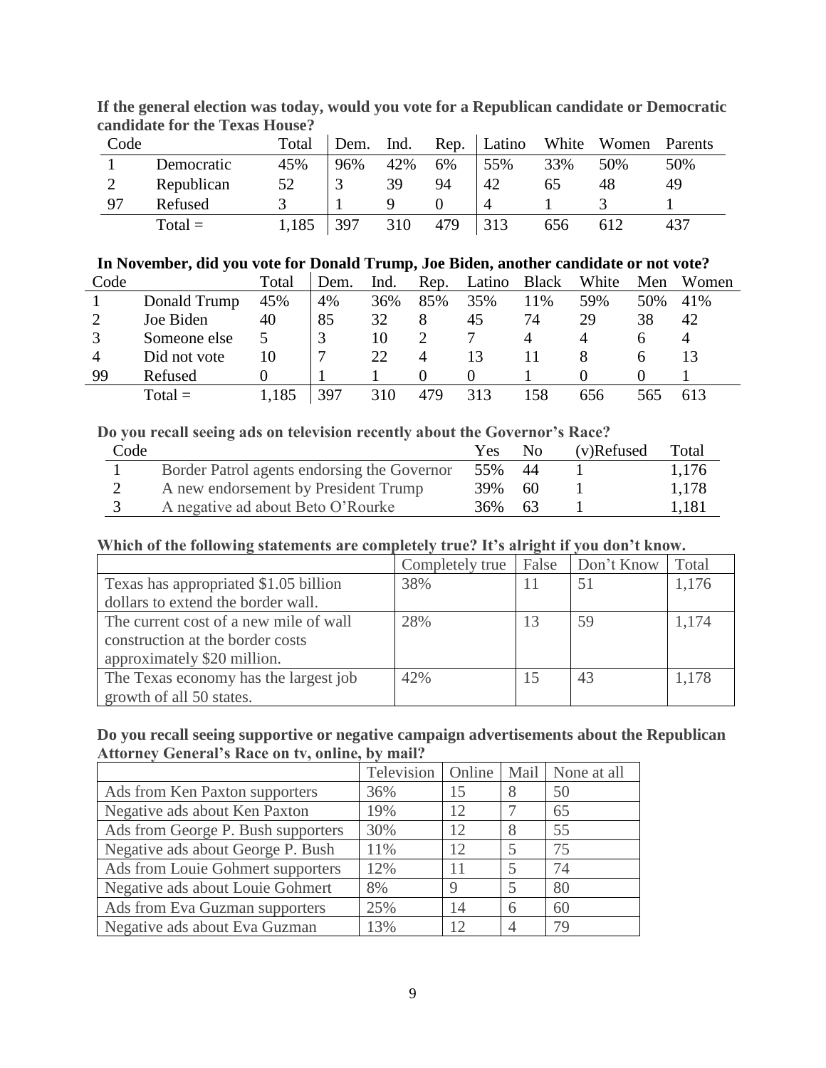**If the general election was today, would you vote for a Republican candidate or Democratic candidate for the Texas House?**

| Code | | Total | Dem. | Ind. | Rep. | Latino | White | Women | Parents |
|---|---|---|---|---|---|---|---|---|---|
| 1 | Democratic | 45% | 96% | 42% | 6% | 55% | 33% | 50% | 50% |
| 2 | Republican | 52 | 3 | 39 | 94 | 42 | 65 | 48 | 49 |
| 97 | Refused | 3 | 1 | 9 | 0 | 4 | 1 | 3 | 1 |
| | Total = | 1,185 | 397 | 310 | 479 | 313 | 656 | 612 | 437 |

**In November, did you vote for Donald Trump, Joe Biden, another candidate or not vote?**

| Code | | Total | Dem. | Ind. | Rep. | Latino | Black | White | Men | Women |
|---|---|---|---|---|---|---|---|---|---|---|
| 1 | Donald Trump | 45% | 4% | 36% | 85% | 35% | 11% | 59% | 50% | 41% |
| 2 | Joe Biden | 40 | 85 | 32 | 8 | 45 | 74 | 29 | 38 | 42 |
| 3 | Someone else | 5 | 3 | 10 | 2 | 7 | 4 | 4 | 6 | 4 |
| 4 | Did not vote | 10 | 7 | 22 | 4 | 13 | 11 | 8 | 6 | 13 |
| 99 | Refused | 0 | 1 | 1 | 0 | 0 | 1 | 0 | 0 | 1 |
| | Total = | 1,185 | 397 | 310 | 479 | 313 | 158 | 656 | 565 | 613 |

**Do you recall seeing ads on television recently about the Governor's Race?**

| Code | | Yes | No | (v)Refused | Total |
|---|---|---|---|---|---|
| 1 | Border Patrol agents endorsing the Governor | 55% | 44 | 1 | 1,176 |
| 2 | A new endorsement by President Trump | 39% | 60 | 1 | 1,178 |
| 3 | A negative ad about Beto O'Rourke | 36% | 63 | 1 | 1,181 |

**Which of the following statements are completely true? It's alright if you don't know.**

| | Completely true | False | Don't Know | Total |
|---|---|---|---|---|
| Texas has appropriated $1.05 billion dollars to extend the border wall. | 38% | 11 | 51 | 1,176 |
| The current cost of a new mile of wall construction at the border costs approximately $20 million. | 28% | 13 | 59 | 1,174 |
| The Texas economy has the largest job growth of all 50 states. | 42% | 15 | 43 | 1,178 |

**Do you recall seeing supportive or negative campaign advertisements about the Republican Attorney General's Race on tv, online, by mail?**

| | Television | Online | Mail | None at all |
|---|---|---|---|---|
| Ads from Ken Paxton supporters | 36% | 15 | 8 | 50 |
| Negative ads about Ken Paxton | 19% | 12 | 7 | 65 |
| Ads from George P. Bush supporters | 30% | 12 | 8 | 55 |
| Negative ads about George P. Bush | 11% | 12 | 5 | 75 |
| Ads from Louie Gohmert supporters | 12% | 11 | 5 | 74 |
| Negative ads about Louie Gohmert | 8% | 9 | 5 | 80 |
| Ads from Eva Guzman supporters | 25% | 14 | 6 | 60 |
| Negative ads about Eva Guzman | 13% | 12 | 4 | 79 |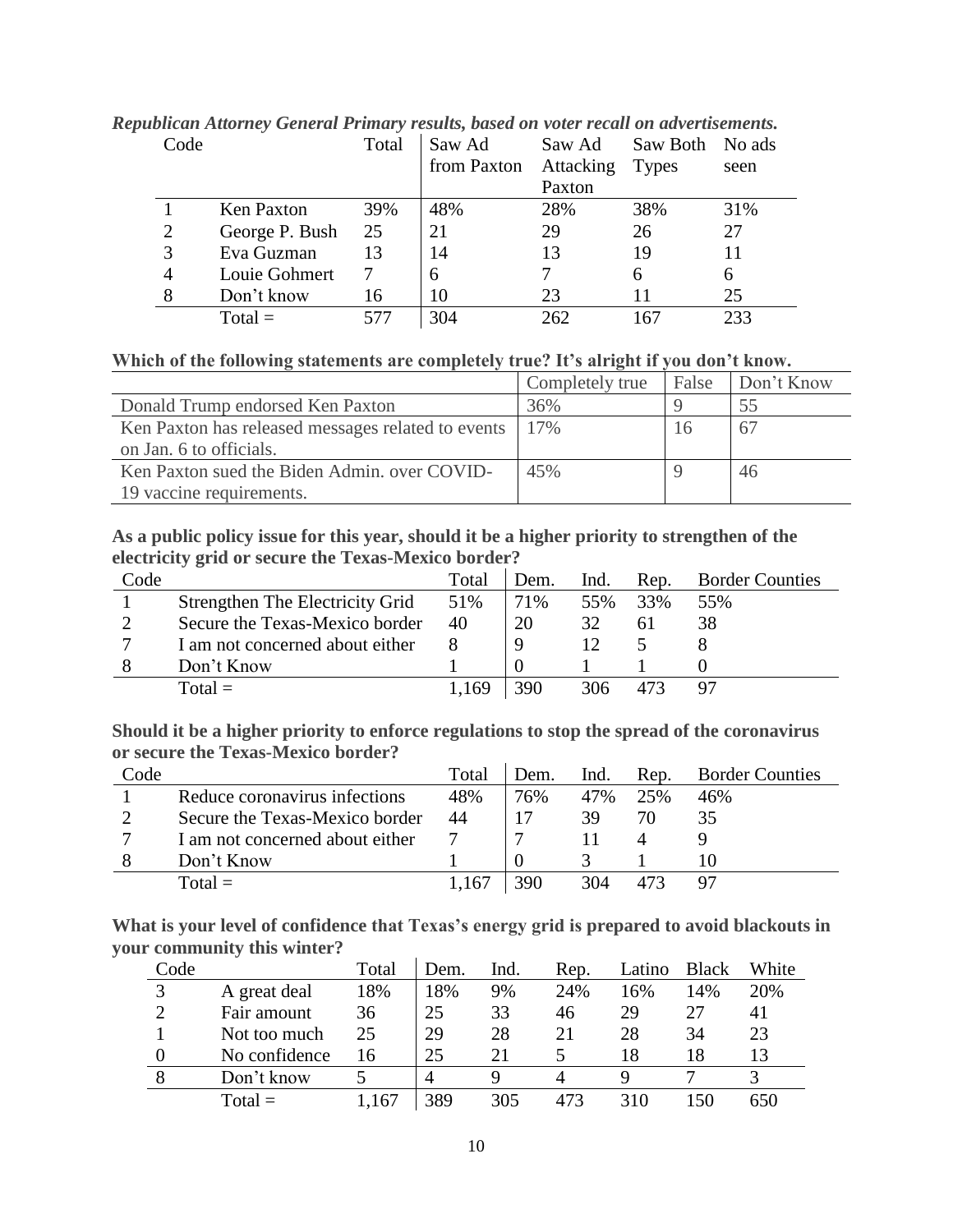***Republican Attorney General Primary results, based on voter recall on advertisements.***

| Code | | Total | Saw Ad from Paxton | Saw Ad Attacking Paxton | Saw Both Types | No ads seen |
|---|---|---|---|---|---|---|
| 1 | Ken Paxton | 39% | 48% | 28% | 38% | 31% |
| 2 | George P. Bush | 25 | 21 | 29 | 26 | 27 |
| 3 | Eva Guzman | 13 | 14 | 13 | 19 | 11 |
| 4 | Louie Gohmert | 7 | 6 | 7 | 6 | 6 |
| 8 | Don't know | 16 | 10 | 23 | 11 | 25 |
| | Total = | 577 | 304 | 262 | 167 | 233 |

**Which of the following statements are completely true? It's alright if you don't know.**

| | Completely true | False | Don't Know |
|---|---|---|---|
| Donald Trump endorsed Ken Paxton | 36% | 9 | 55 |
| Ken Paxton has released messages related to events on Jan. 6 to officials. | 17% | 16 | 67 |
| Ken Paxton sued the Biden Admin. over COVID-19 vaccine requirements. | 45% | 9 | 46 |

**As a public policy issue for this year, should it be a higher priority to strengthen of the electricity grid or secure the Texas-Mexico border?**

| Code | | Total | Dem. | Ind. | Rep. | Border Counties |
|---|---|---|---|---|---|---|
| 1 | Strengthen The Electricity Grid | 51% | 71% | 55% | 33% | 55% |
| 2 | Secure the Texas-Mexico border | 40 | 20 | 32 | 61 | 38 |
| 7 | I am not concerned about either | 8 | 9 | 12 | 5 | 8 |
| 8 | Don't Know | 1 | 0 | 1 | 1 | 0 |
| | Total = | 1,169 | 390 | 306 | 473 | 97 |

**Should it be a higher priority to enforce regulations to stop the spread of the coronavirus or secure the Texas-Mexico border?**

| Code | | Total | Dem. | Ind. | Rep. | Border Counties |
|---|---|---|---|---|---|---|
| 1 | Reduce coronavirus infections | 48% | 76% | 47% | 25% | 46% |
| 2 | Secure the Texas-Mexico border | 44 | 17 | 39 | 70 | 35 |
| 7 | I am not concerned about either | 7 | 7 | 11 | 4 | 9 |
| 8 | Don't Know | 1 | 0 | 3 | 1 | 10 |
| | Total = | 1,167 | 390 | 304 | 473 | 97 |

**What is your level of confidence that Texas's energy grid is prepared to avoid blackouts in your community this winter?**

| Code | | Total | Dem. | Ind. | Rep. | Latino | Black | White |
|---|---|---|---|---|---|---|---|---|
| 3 | A great deal | 18% | 18% | 9% | 24% | 16% | 14% | 20% |
| 2 | Fair amount | 36 | 25 | 33 | 46 | 29 | 27 | 41 |
| 1 | Not too much | 25 | 29 | 28 | 21 | 28 | 34 | 23 |
| 0 | No confidence | 16 | 25 | 21 | 5 | 18 | 18 | 13 |
| 8 | Don't know | 5 | 4 | 9 | 4 | 9 | 7 | 3 |
| | Total = | 1,167 | 389 | 305 | 473 | 310 | 150 | 650 |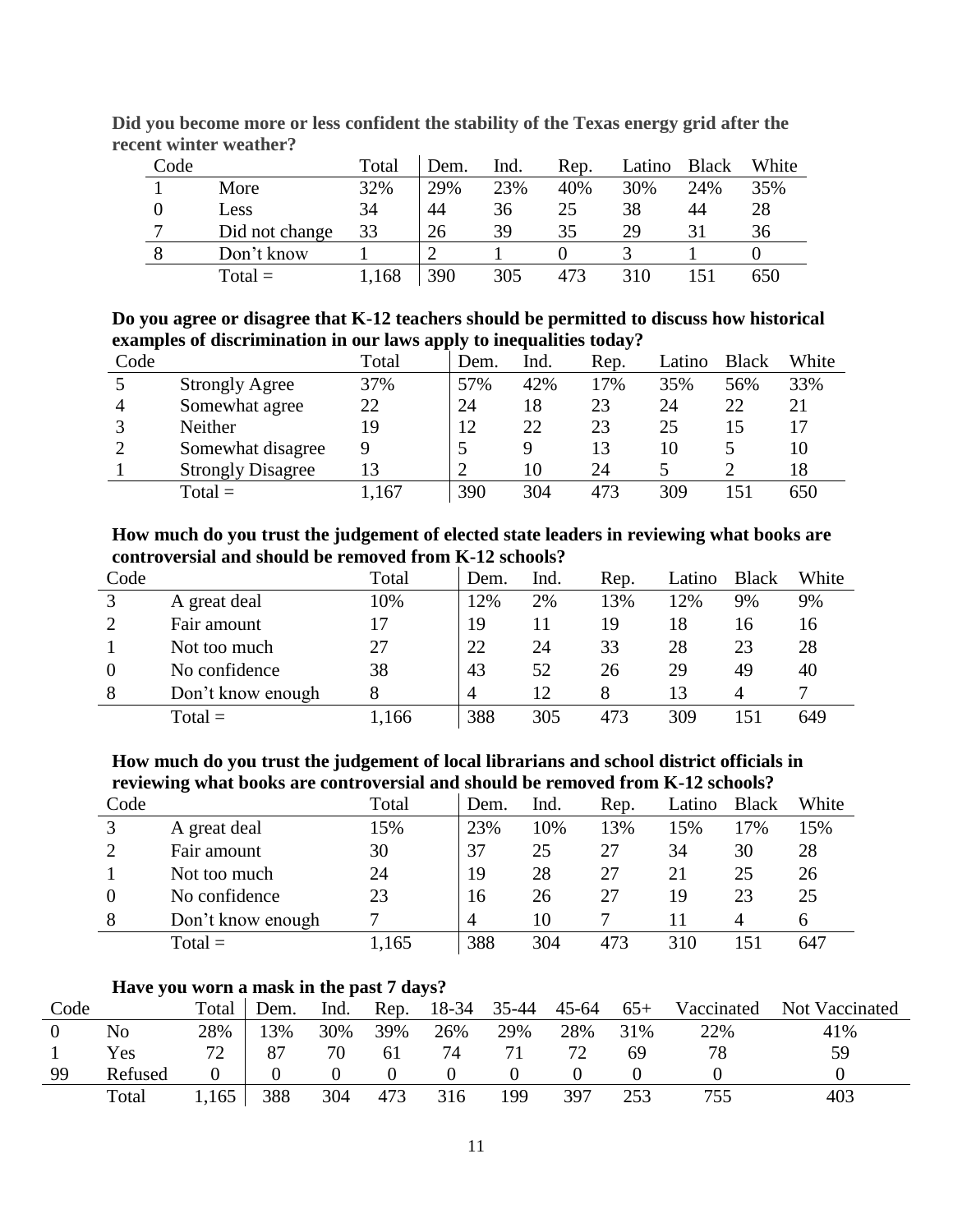**Did you become more or less confident the stability of the Texas energy grid after the recent winter weather?**

| Code | | Total | Dem. | Ind. | Rep. | Latino | Black | White |
|---|---|---|---|---|---|---|---|---|
| 1 | More | 32% | 29% | 23% | 40% | 30% | 24% | 35% |
| 0 | Less | 34 | 44 | 36 | 25 | 38 | 44 | 28 |
| 7 | Did not change | 33 | 26 | 39 | 35 | 29 | 31 | 36 |
| 8 | Don't know | 1 | 2 | 1 | 0 | 3 | 1 | 0 |
| | Total = | 1,168 | 390 | 305 | 473 | 310 | 151 | 650 |

**Do you agree or disagree that K-12 teachers should be permitted to discuss how historical examples of discrimination in our laws apply to inequalities today?**

| Code | | Total | Dem. | Ind. | Rep. | Latino | Black | White |
|---|---|---|---|---|---|---|---|---|
| 5 | Strongly Agree | 37% | 57% | 42% | 17% | 35% | 56% | 33% |
| 4 | Somewhat agree | 22 | 24 | 18 | 23 | 24 | 22 | 21 |
| 3 | Neither | 19 | 12 | 22 | 23 | 25 | 15 | 17 |
| 2 | Somewhat disagree | 9 | 5 | 9 | 13 | 10 | 5 | 10 |
| 1 | Strongly Disagree | 13 | 2 | 10 | 24 | 5 | 2 | 18 |
| | Total = | 1,167 | 390 | 304 | 473 | 309 | 151 | 650 |

**How much do you trust the judgement of elected state leaders in reviewing what books are controversial and should be removed from K-12 schools?**

| Code | | Total | Dem. | Ind. | Rep. | Latino | Black | White |
|---|---|---|---|---|---|---|---|---|
| 3 | A great deal | 10% | 12% | 2% | 13% | 12% | 9% | 9% |
| 2 | Fair amount | 17 | 19 | 11 | 19 | 18 | 16 | 16 |
| 1 | Not too much | 27 | 22 | 24 | 33 | 28 | 23 | 28 |
| 0 | No confidence | 38 | 43 | 52 | 26 | 29 | 49 | 40 |
| 8 | Don't know enough | 8 | 4 | 12 | 8 | 13 | 4 | 7 |
| | Total = | 1,166 | 388 | 305 | 473 | 309 | 151 | 649 |

**How much do you trust the judgement of local librarians and school district officials in reviewing what books are controversial and should be removed from K-12 schools?**

| Code | | Total | Dem. | Ind. | Rep. | Latino | Black | White |
|---|---|---|---|---|---|---|---|---|
| 3 | A great deal | 15% | 23% | 10% | 13% | 15% | 17% | 15% |
| 2 | Fair amount | 30 | 37 | 25 | 27 | 34 | 30 | 28 |
| 1 | Not too much | 24 | 19 | 28 | 27 | 21 | 25 | 26 |
| 0 | No confidence | 23 | 16 | 26 | 27 | 19 | 23 | 25 |
| 8 | Don't know enough | 7 | 4 | 10 | 7 | 11 | 4 | 6 |
| | Total = | 1,165 | 388 | 304 | 473 | 310 | 151 | 647 |

**Have you worn a mask in the past 7 days?**

| Code | | Total | Dem. | Ind. | Rep. | 18-34 | 35-44 | 45-64 | 65+ | Vaccinated | Not Vaccinated |
|---|---|---|---|---|---|---|---|---|---|---|---|
| 0 | No | 28% | 13% | 30% | 39% | 26% | 29% | 28% | 31% | 22% | 41% |
| 1 | Yes | 72 | 87 | 70 | 61 | 74 | 71 | 72 | 69 | 78 | 59 |
| 99 | Refused | 0 | 0 | 0 | 0 | 0 | 0 | 0 | 0 | 0 | 0 |
| | Total | 1,165 | 388 | 304 | 473 | 316 | 199 | 397 | 253 | 755 | 403 |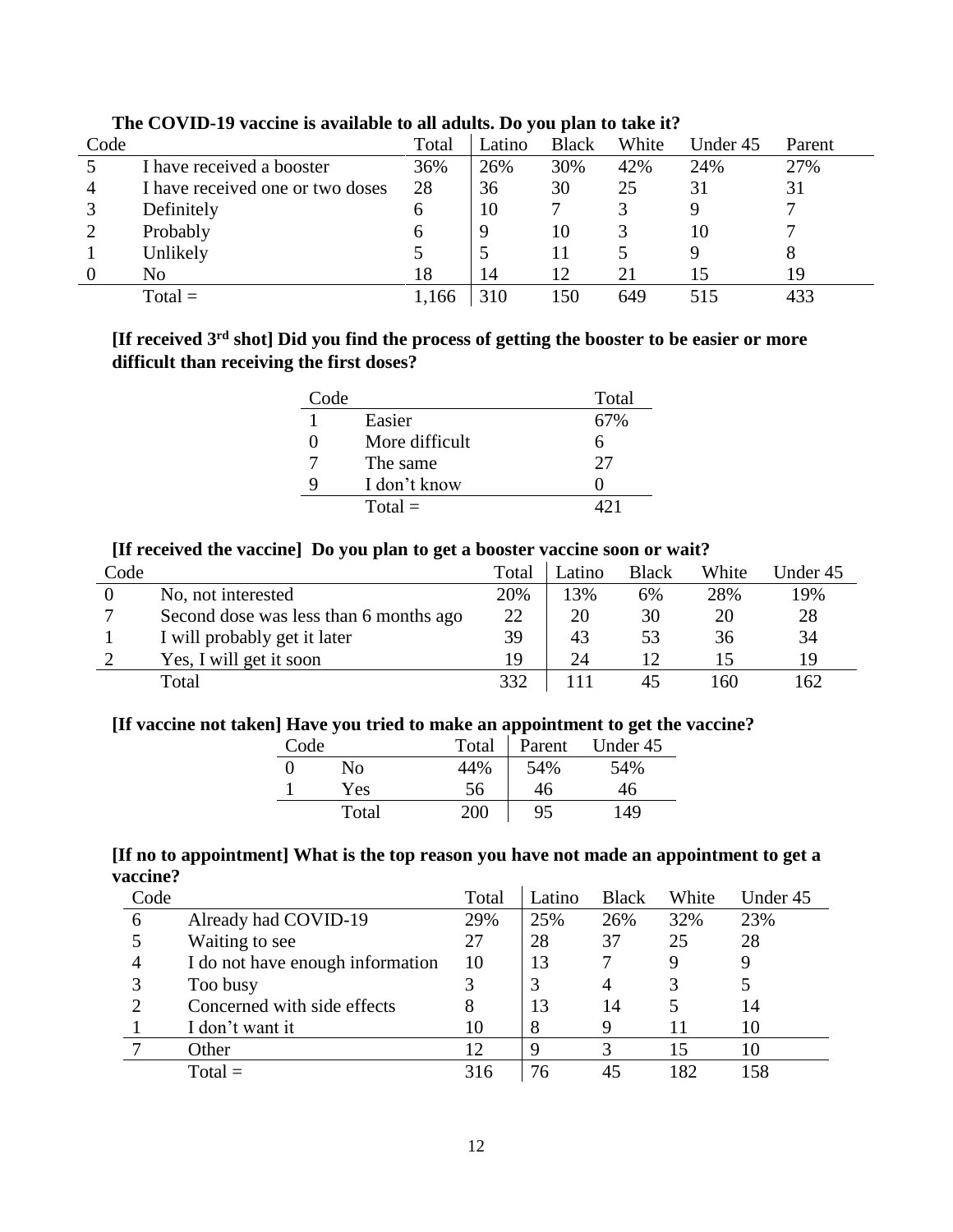**The COVID-19 vaccine is available to all adults. Do you plan to take it?**

| Code | | Total | Latino | Black | White | Under 45 | Parent |
|---|---|---|---|---|---|---|---|
| 5 | I have received a booster | 36% | 26% | 30% | 42% | 24% | 27% |
| 4 | I have received one or two doses | 28 | 36 | 30 | 25 | 31 | 31 |
| 3 | Definitely | 6 | 10 | 7 | 3 | 9 | 7 |
| 2 | Probably | 6 | 9 | 10 | 3 | 10 | 7 |
| 1 | Unlikely | 5 | 5 | 11 | 5 | 9 | 8 |
| 0 | No | 18 | 14 | 12 | 21 | 15 | 19 |
| | Total = | 1,166 | 310 | 150 | 649 | 515 | 433 |

**[If received 3rd shot] Did you find the process of getting the booster to be easier or more difficult than receiving the first doses?**

| Code | | Total |
|---|---|---|
| 1 | Easier | 67% |
| 0 | More difficult | 6 |
| 7 | The same | 27 |
| 9 | I don't know | 0 |
| | Total = | 421 |

**[If received the vaccine] Do you plan to get a booster vaccine soon or wait?**

| Code | | Total | Latino | Black | White | Under 45 |
|---|---|---|---|---|---|---|
| 0 | No, not interested | 20% | 13% | 6% | 28% | 19% |
| 7 | Second dose was less than 6 months ago | 22 | 20 | 30 | 20 | 28 |
| 1 | I will probably get it later | 39 | 43 | 53 | 36 | 34 |
| 2 | Yes, I will get it soon | 19 | 24 | 12 | 15 | 19 |
| | Total | 332 | 111 | 45 | 160 | 162 |

**[If vaccine not taken] Have you tried to make an appointment to get the vaccine?**

| Code | | Total | Parent | Under 45 |
|---|---|---|---|---|
| 0 | No | 44% | 54% | 54% |
| 1 | Yes | 56 | 46 | 46 |
| | Total | 200 | 95 | 149 |

**[If no to appointment] What is the top reason you have not made an appointment to get a vaccine?**

| Code | | Total | Latino | Black | White | Under 45 |
|---|---|---|---|---|---|---|
| 6 | Already had COVID-19 | 29% | 25% | 26% | 32% | 23% |
| 5 | Waiting to see | 27 | 28 | 37 | 25 | 28 |
| 4 | I do not have enough information | 10 | 13 | 7 | 9 | 9 |
| 3 | Too busy | 3 | 3 | 4 | 3 | 5 |
| 2 | Concerned with side effects | 8 | 13 | 14 | 5 | 14 |
| 1 | I don't want it | 10 | 8 | 9 | 11 | 10 |
| 7 | Other | 12 | 9 | 3 | 15 | 10 |
| | Total = | 316 | 76 | 45 | 182 | 158 |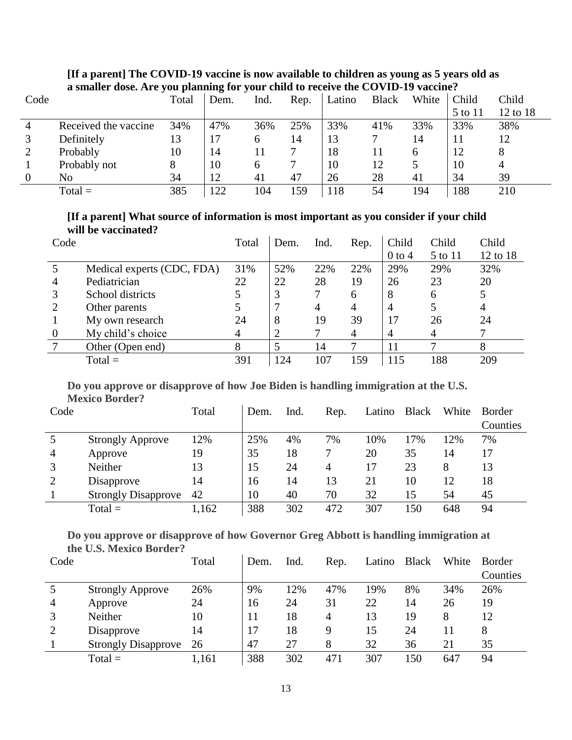**[If a parent] The COVID-19 vaccine is now available to children as young as 5 years old as a smaller dose. Are you planning for your child to receive the COVID-19 vaccine?**

| Code | | Total | Dem. | Ind. | Rep. | Latino | Black | White | Child 5 to 11 | Child 12 to 18 |
|---|---|---|---|---|---|---|---|---|---|---|
| 4 | Received the vaccine | 34% | 47% | 36% | 25% | 33% | 41% | 33% | 33% | 38% |
| 3 | Definitely | 13 | 17 | 6 | 14 | 13 | 7 | 14 | 11 | 12 |
| 2 | Probably | 10 | 14 | 11 | 7 | 18 | 11 | 6 | 12 | 8 |
| 1 | Probably not | 8 | 10 | 6 | 7 | 10 | 12 | 5 | 10 | 4 |
| 0 | No | 34 | 12 | 41 | 47 | 26 | 28 | 41 | 34 | 39 |
| | Total = | 385 | 122 | 104 | 159 | 118 | 54 | 194 | 188 | 210 |

**[If a parent] What source of information is most important as you consider if your child will be vaccinated?**

| Code | | Total | Dem. | Ind. | Rep. | Child 0 to 4 | Child 5 to 11 | Child 12 to 18 |
|---|---|---|---|---|---|---|---|---|
| 5 | Medical experts (CDC, FDA) | 31% | 52% | 22% | 22% | 29% | 29% | 32% |
| 4 | Pediatrician | 22 | 22 | 28 | 19 | 26 | 23 | 20 |
| 3 | School districts | 5 | 3 | 7 | 6 | 8 | 6 | 5 |
| 2 | Other parents | 5 | 7 | 4 | 4 | 4 | 5 | 4 |
| 1 | My own research | 24 | 8 | 19 | 39 | 17 | 26 | 24 |
| 0 | My child's choice | 4 | 2 | 7 | 4 | 4 | 4 | 7 |
| 7 | Other (Open end) | 8 | 5 | 14 | 7 | 11 | 7 | 8 |
| | Total = | 391 | 124 | 107 | 159 | 115 | 188 | 209 |

**Do you approve or disapprove of how Joe Biden is handling immigration at the U.S. Mexico Border?**

| Code | | Total | Dem. | Ind. | Rep. | Latino | Black | White | Border Counties |
|---|---|---|---|---|---|---|---|---|---|
| 5 | Strongly Approve | 12% | 25% | 4% | 7% | 10% | 17% | 12% | 7% |
| 4 | Approve | 19 | 35 | 18 | 7 | 20 | 35 | 14 | 17 |
| 3 | Neither | 13 | 15 | 24 | 4 | 17 | 23 | 8 | 13 |
| 2 | Disapprove | 14 | 16 | 14 | 13 | 21 | 10 | 12 | 18 |
| 1 | Strongly Disapprove | 42 | 10 | 40 | 70 | 32 | 15 | 54 | 45 |
| | Total = | 1,162 | 388 | 302 | 472 | 307 | 150 | 648 | 94 |

**Do you approve or disapprove of how Governor Greg Abbott is handling immigration at the U.S. Mexico Border?**

| Code | | Total | Dem. | Ind. | Rep. | Latino | Black | White | Border Counties |
|---|---|---|---|---|---|---|---|---|---|
| 5 | Strongly Approve | 26% | 9% | 12% | 47% | 19% | 8% | 34% | 26% |
| 4 | Approve | 24 | 16 | 24 | 31 | 22 | 14 | 26 | 19 |
| 3 | Neither | 10 | 11 | 18 | 4 | 13 | 19 | 8 | 12 |
| 2 | Disapprove | 14 | 17 | 18 | 9 | 15 | 24 | 11 | 8 |
| 1 | Strongly Disapprove | 26 | 47 | 27 | 8 | 32 | 36 | 21 | 35 |
| | Total = | 1,161 | 388 | 302 | 471 | 307 | 150 | 647 | 94 |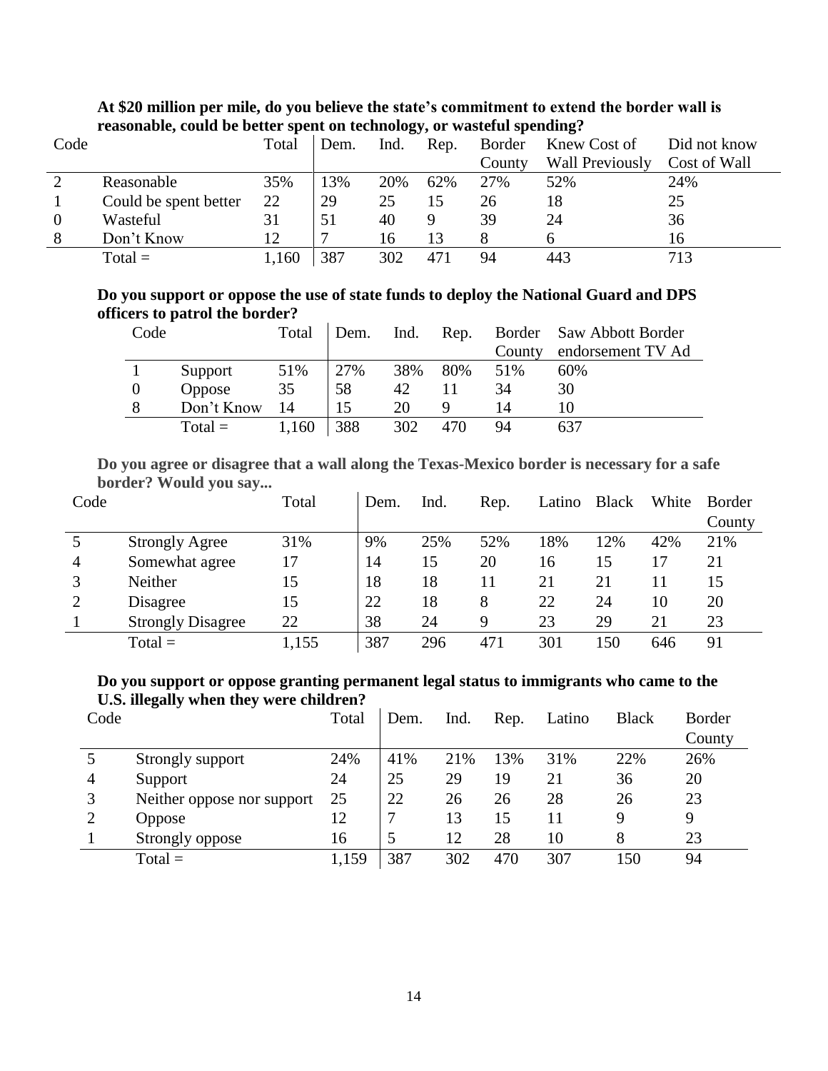**At $20 million per mile, do you believe the state's commitment to extend the border wall is reasonable, could be better spent on technology, or wasteful spending?**

| Code | | Total | Dem. | Ind. | Rep. | Border County | Knew Cost of Wall Previously | Did not know Cost of Wall |
|---|---|---|---|---|---|---|---|---|
| 2 | Reasonable | 35% | 13% | 20% | 62% | 27% | 52% | 24% |
| 1 | Could be spent better | 22 | 29 | 25 | 15 | 26 | 18 | 25 |
| 0 | Wasteful | 31 | 51 | 40 | 9 | 39 | 24 | 36 |
| 8 | Don't Know | 12 | 7 | 16 | 13 | 8 | 6 | 16 |
| | Total = | 1,160 | 387 | 302 | 471 | 94 | 443 | 713 |

**Do you support or oppose the use of state funds to deploy the National Guard and DPS officers to patrol the border?**

| Code | | Total | Dem. | Ind. | Rep. | Border County | Saw Abbott Border endorsement TV Ad |
|---|---|---|---|---|---|---|---|
| 1 | Support | 51% | 27% | 38% | 80% | 51% | 60% |
| 0 | Oppose | 35 | 58 | 42 | 11 | 34 | 30 |
| 8 | Don't Know | 14 | 15 | 20 | 9 | 14 | 10 |
| | Total = | 1,160 | 388 | 302 | 470 | 94 | 637 |

**Do you agree or disagree that a wall along the Texas-Mexico border is necessary for a safe border? Would you say...**

| Code | | Total | Dem. | Ind. | Rep. | Latino | Black | White | Border County |
|---|---|---|---|---|---|---|---|---|---|
| 5 | Strongly Agree | 31% | 9% | 25% | 52% | 18% | 12% | 42% | 21% |
| 4 | Somewhat agree | 17 | 14 | 15 | 20 | 16 | 15 | 17 | 21 |
| 3 | Neither | 15 | 18 | 18 | 11 | 21 | 21 | 11 | 15 |
| 2 | Disagree | 15 | 22 | 18 | 8 | 22 | 24 | 10 | 20 |
| 1 | Strongly Disagree | 22 | 38 | 24 | 9 | 23 | 29 | 21 | 23 |
| | Total = | 1,155 | 387 | 296 | 471 | 301 | 150 | 646 | 91 |

**Do you support or oppose granting permanent legal status to immigrants who came to the U.S. illegally when they were children?**

| Code | | Total | Dem. | Ind. | Rep. | Latino | Black | Border County |
|---|---|---|---|---|---|---|---|---|
| 5 | Strongly support | 24% | 41% | 21% | 13% | 31% | 22% | 26% |
| 4 | Support | 24 | 25 | 29 | 19 | 21 | 36 | 20 |
| 3 | Neither oppose nor support | 25 | 22 | 26 | 26 | 28 | 26 | 23 |
| 2 | Oppose | 12 | 7 | 13 | 15 | 11 | 9 | 9 |
| 1 | Strongly oppose | 16 | 5 | 12 | 28 | 10 | 8 | 23 |
| | Total = | 1,159 | 387 | 302 | 470 | 307 | 150 | 94 |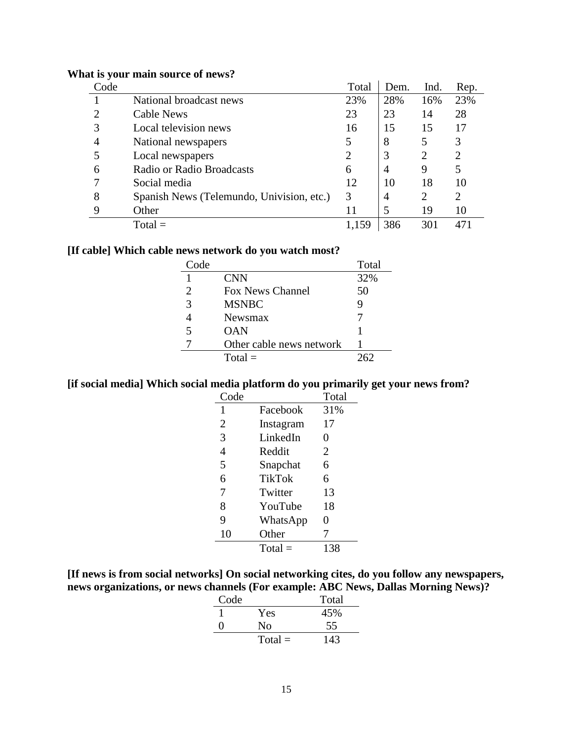**What is your main source of news?**

| Code | | Total | Dem. | Ind. | Rep. |
|---|---|---|---|---|---|
| 1 | National broadcast news | 23% | 28% | 16% | 23% |
| 2 | Cable News | 23 | 23 | 14 | 28 |
| 3 | Local television news | 16 | 15 | 15 | 17 |
| 4 | National newspapers | 5 | 8 | 5 | 3 |
| 5 | Local newspapers | 2 | 3 | 2 | 2 |
| 6 | Radio or Radio Broadcasts | 6 | 4 | 9 | 5 |
| 7 | Social media | 12 | 10 | 18 | 10 |
| 8 | Spanish News (Telemundo, Univision, etc.) | 3 | 4 | 2 | 2 |
| 9 | Other | 11 | 5 | 19 | 10 |
| | Total = | 1,159 | 386 | 301 | 471 |

**[If cable] Which cable news network do you watch most?**

| Code | | Total |
|---|---|---|
| 1 | CNN | 32% |
| 2 | Fox News Channel | 50 |
| 3 | MSNBC | 9 |
| 4 | Newsmax | 7 |
| 5 | OAN | 1 |
| 7 | Other cable news network | 1 |
| | Total = | 262 |

**[if social media] Which social media platform do you primarily get your news from?**

| Code | | Total |
|---|---|---|
| 1 | Facebook | 31% |
| 2 | Instagram | 17 |
| 3 | LinkedIn | 0 |
| 4 | Reddit | 2 |
| 5 | Snapchat | 6 |
| 6 | TikTok | 6 |
| 7 | Twitter | 13 |
| 8 | YouTube | 18 |
| 9 | WhatsApp | 0 |
| 10 | Other | 7 |
| | Total = | 138 |

**[If news is from social networks] On social networking cites, do you follow any newspapers, news organizations, or news channels (For example: ABC News, Dallas Morning News)?**

| Code | | Total |
|---|---|---|
| 1 | Yes | 45% |
| 0 | No | 55 |
| | Total = | 143 |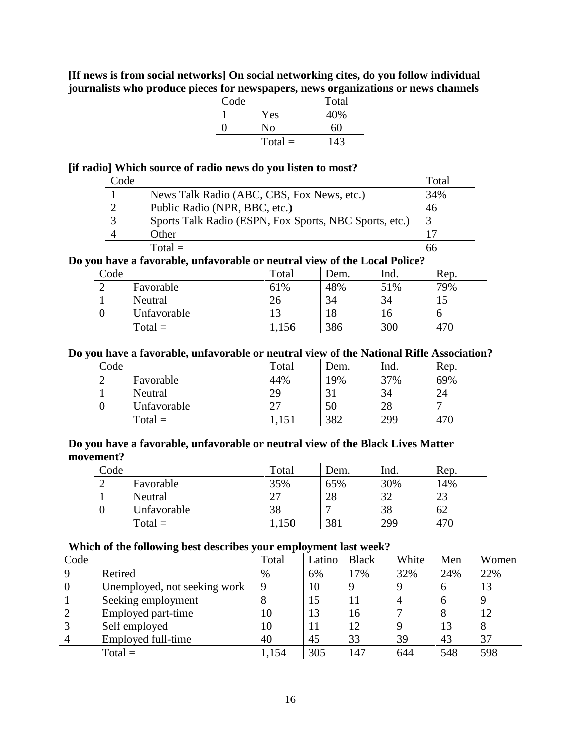**[If news is from social networks] On social networking cites, do you follow individual journalists who produce pieces for newspapers, news organizations or news channels**

| Code | | Total |
|---|---|---|
| 1 | Yes | 40% |
| 0 | No | 60 |
| | Total = | 143 |

**[if radio] Which source of radio news do you listen to most?**

| Code | | Total |
|---|---|---|
| 1 | News Talk Radio (ABC, CBS, Fox News, etc.) | 34% |
| 2 | Public Radio (NPR, BBC, etc.) | 46 |
| 3 | Sports Talk Radio (ESPN, Fox Sports, NBC Sports, etc.) | 3 |
| 4 | Other | 17 |
| | Total = | 66 |

**Do you have a favorable, unfavorable or neutral view of the Local Police?**

| Code | | Total | Dem. | Ind. | Rep. |
|---|---|---|---|---|---|
| 2 | Favorable | 61% | 48% | 51% | 79% |
| 1 | Neutral | 26 | 34 | 34 | 15 |
| 0 | Unfavorable | 13 | 18 | 16 | 6 |
| | Total = | 1,156 | 386 | 300 | 470 |

**Do you have a favorable, unfavorable or neutral view of the National Rifle Association?**

| Code | | Total | Dem. | Ind. | Rep. |
|---|---|---|---|---|---|
| 2 | Favorable | 44% | 19% | 37% | 69% |
| 1 | Neutral | 29 | 31 | 34 | 24 |
| 0 | Unfavorable | 27 | 50 | 28 | 7 |
| | Total = | 1,151 | 382 | 299 | 470 |

**Do you have a favorable, unfavorable or neutral view of the Black Lives Matter movement?**

| Code | | Total | Dem. | Ind. | Rep. |
|---|---|---|---|---|---|
| 2 | Favorable | 35% | 65% | 30% | 14% |
| 1 | Neutral | 27 | 28 | 32 | 23 |
| 0 | Unfavorable | 38 | 7 | 38 | 62 |
| | Total = | 1,150 | 381 | 299 | 470 |

**Which of the following best describes your employment last week?**

| Code | | Total | Latino | Black | White | Men | Women |
|---|---|---|---|---|---|---|---|
| 9 | Retired | % | 6% | 17% | 32% | 24% | 22% |
| 0 | Unemployed, not seeking work | 9 | 10 | 9 | 9 | 6 | 13 |
| 1 | Seeking employment | 8 | 15 | 11 | 4 | 6 | 9 |
| 2 | Employed part-time | 10 | 13 | 16 | 7 | 8 | 12 |
| 3 | Self employed | 10 | 11 | 12 | 9 | 13 | 8 |
| 4 | Employed full-time | 40 | 45 | 33 | 39 | 43 | 37 |
| | Total = | 1,154 | 305 | 147 | 644 | 548 | 598 |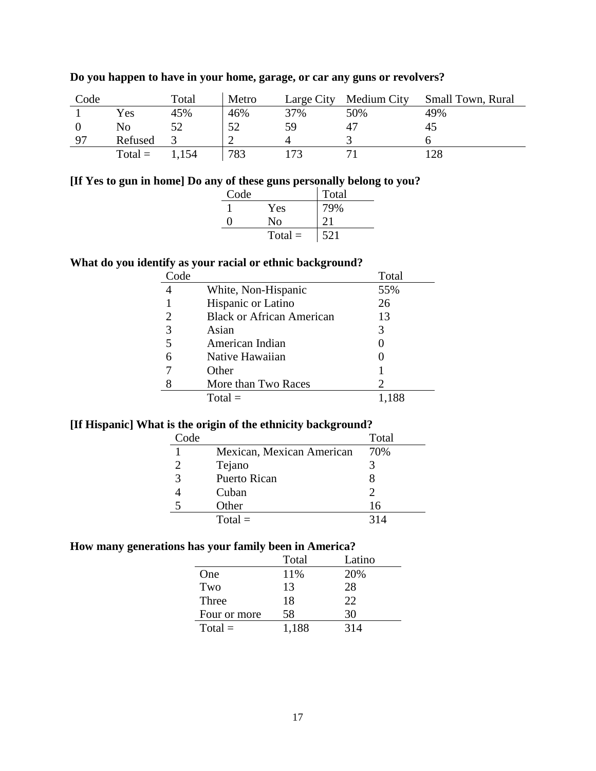**Do you happen to have in your home, garage, or car any guns or revolvers?**

| Code | | Total | Metro | Large City | Medium City | Small Town, Rural |
|---|---|---|---|---|---|---|
| 1 | Yes | 45% | 46% | 37% | 50% | 49% |
| 0 | No | 52 | 52 | 59 | 47 | 45 |
| 97 | Refused | 3 | 2 | 4 | 3 | 6 |
| | Total = | 1,154 | 783 | 173 | 71 | 128 |

**[If Yes to gun in home] Do any of these guns personally belong to you?**

| Code | | Total |
|---|---|---|
| 1 | Yes | 79% |
| 0 | No | 21 |
| | Total = | 521 |

**What do you identify as your racial or ethnic background?**

| Code | | Total |
|---|---|---|
| 4 | White, Non-Hispanic | 55% |
| 1 | Hispanic or Latino | 26 |
| 2 | Black or African American | 13 |
| 3 | Asian | 3 |
| 5 | American Indian | 0 |
| 6 | Native Hawaiian | 0 |
| 7 | Other | 1 |
| 8 | More than Two Races | 2 |
| | Total = | 1,188 |

**[If Hispanic] What is the origin of the ethnicity background?**

| Code | | Total |
|---|---|---|
| 1 | Mexican, Mexican American | 70% |
| 2 | Tejano | 3 |
| 3 | Puerto Rican | 8 |
| 4 | Cuban | 2 |
| 5 | Other | 16 |
| | Total = | 314 |

**How many generations has your family been in America?**

| | Total | Latino |
|---|---|---|
| One | 11% | 20% |
| Two | 13 | 28 |
| Three | 18 | 22 |
| Four or more | 58 | 30 |
| Total = | 1,188 | 314 |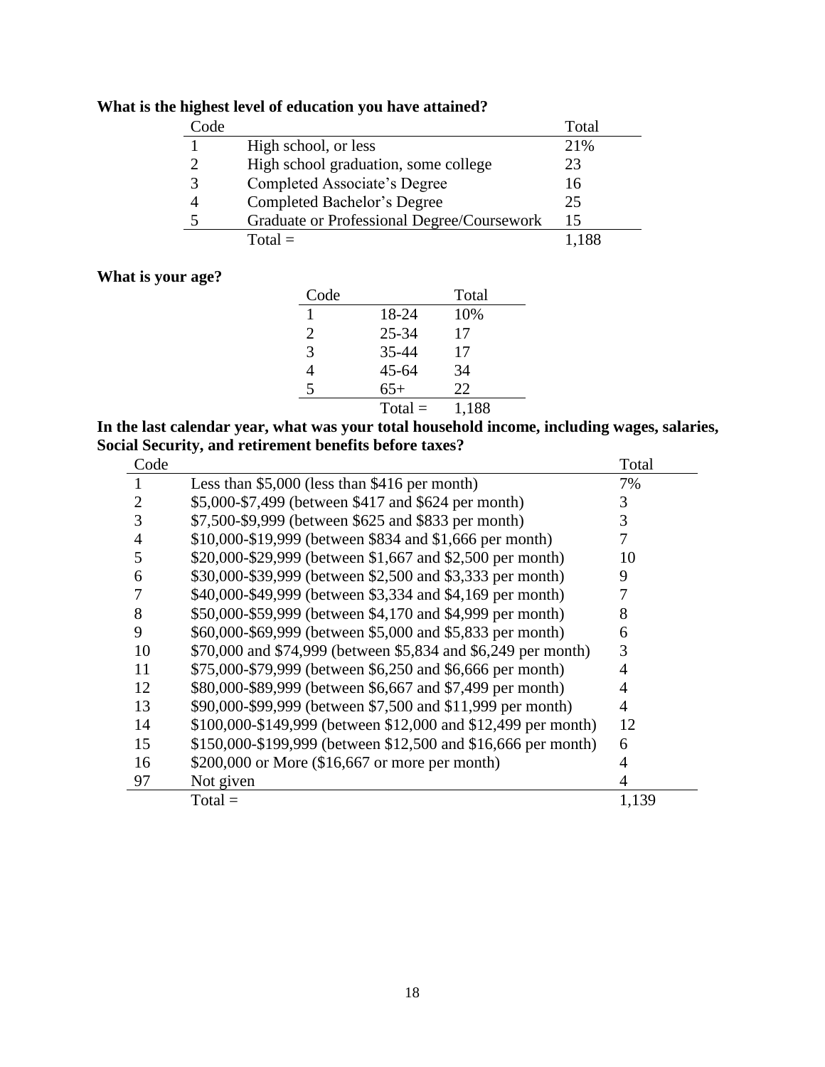**What is the highest level of education you have attained?**

| Code | | Total |
|---|---|---|
| 1 | High school, or less | 21% |
| 2 | High school graduation, some college | 23 |
| 3 | Completed Associate's Degree | 16 |
| 4 | Completed Bachelor's Degree | 25 |
| 5 | Graduate or Professional Degree/Coursework | 15 |
| | Total = | 1,188 |

**What is your age?**

| Code | | Total |
|---|---|---|
| 1 | 18-24 | 10% |
| 2 | 25-34 | 17 |
| 3 | 35-44 | 17 |
| 4 | 45-64 | 34 |
| 5 | 65+ | 22 |
| | Total = | 1,188 |

**In the last calendar year, what was your total household income, including wages, salaries, Social Security, and retirement benefits before taxes?**

| Code | | Total |
|---|---|---|
| 1 | Less than $5,000 (less than $416 per month) | 7% |
| 2 | $5,000-$7,499 (between $417 and $624 per month) | 3 |
| 3 | $7,500-$9,999 (between $625 and $833 per month) | 3 |
| 4 | $10,000-$19,999 (between $834 and $1,666 per month) | 7 |
| 5 | $20,000-$29,999 (between $1,667 and $2,500 per month) | 10 |
| 6 | $30,000-$39,999 (between $2,500 and $3,333 per month) | 9 |
| 7 | $40,000-$49,999 (between $3,334 and $4,169 per month) | 7 |
| 8 | $50,000-$59,999 (between $4,170 and $4,999 per month) | 8 |
| 9 | $60,000-$69,999 (between $5,000 and $5,833 per month) | 6 |
| 10 | $70,000 and $74,999 (between $5,834 and $6,249 per month) | 3 |
| 11 | $75,000-$79,999 (between $6,250 and $6,666 per month) | 4 |
| 12 | $80,000-$89,999 (between $6,667 and $7,499 per month) | 4 |
| 13 | $90,000-$99,999 (between $7,500 and $11,999 per month) | 4 |
| 14 | $100,000-$149,999 (between $12,000 and $12,499 per month) | 12 |
| 15 | $150,000-$199,999 (between $12,500 and $16,666 per month) | 6 |
| 16 | $200,000 or More ($16,667 or more per month) | 4 |
| 97 | Not given | 4 |
| | Total = | 1,139 |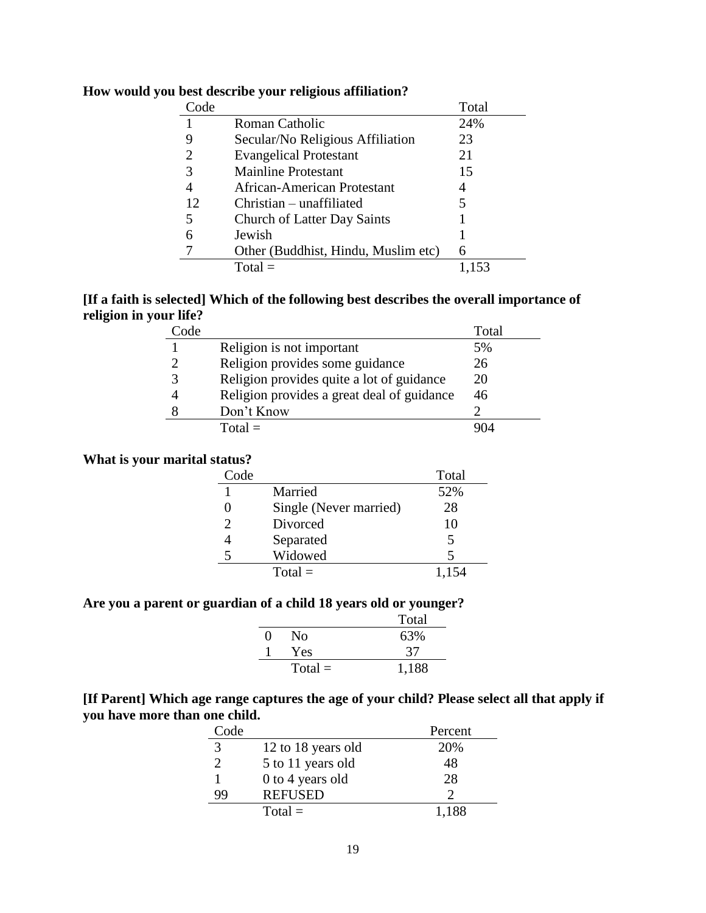**How would you best describe your religious affiliation?**

| Code | | Total |
|---|---|---|
| 1 | Roman Catholic | 24% |
| 9 | Secular/No Religious Affiliation | 23 |
| 2 | Evangelical Protestant | 21 |
| 3 | Mainline Protestant | 15 |
| 4 | African-American Protestant | 4 |
| 12 | Christian – unaffiliated | 5 |
| 5 | Church of Latter Day Saints | 1 |
| 6 | Jewish | 1 |
| 7 | Other (Buddhist, Hindu, Muslim etc) | 6 |
| | Total = | 1,153 |

**[If a faith is selected] Which of the following best describes the overall importance of religion in your life?**

| Code | | Total |
|---|---|---|
| 1 | Religion is not important | 5% |
| 2 | Religion provides some guidance | 26 |
| 3 | Religion provides quite a lot of guidance | 20 |
| 4 | Religion provides a great deal of guidance | 46 |
| 8 | Don't Know | 2 |
| | Total = | 904 |

**What is your marital status?**

| Code | | Total |
|---|---|---|
| 1 | Married | 52% |
| 0 | Single (Never married) | 28 |
| 2 | Divorced | 10 |
| 4 | Separated | 5 |
| 5 | Widowed | 5 |
| | Total = | 1,154 |

**Are you a parent or guardian of a child 18 years old or younger?**

| | | Total |
|---|---|---|
| 0 | No | 63% |
| 1 | Yes | 37 |
| | Total = | 1,188 |

**[If Parent] Which age range captures the age of your child? Please select all that apply if you have more than one child.**

| Code | | Percent |
|---|---|---|
| 3 | 12 to 18 years old | 20% |
| 2 | 5 to 11 years old | 48 |
| 1 | 0 to 4 years old | 28 |
| 99 | REFUSED | 2 |
| | Total = | 1,188 |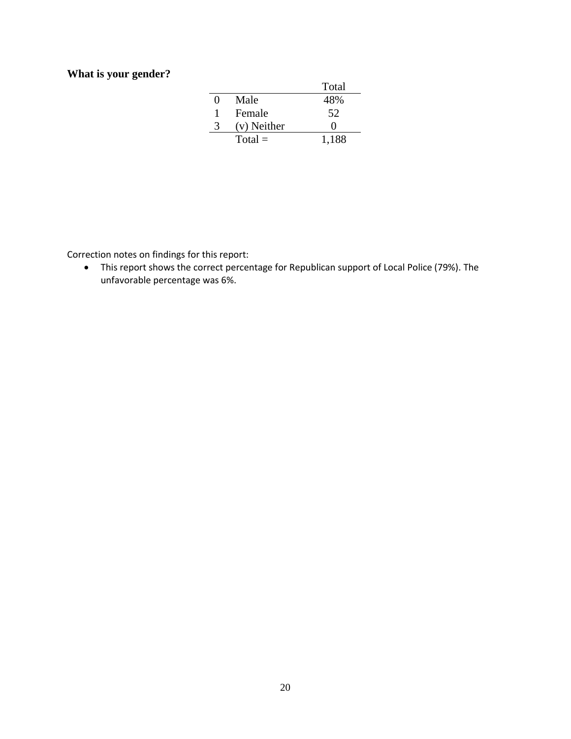**What is your gender?**

| | | Total |
|---|---|---|
| 0 | Male | 48% |
| 1 | Female | 52 |
| 3 | (v) Neither | 0 |
| | Total = | 1,188 |

Correction notes on findings for this report:

- This report shows the correct percentage for Republican support of Local Police (79%). The unfavorable percentage was 6%.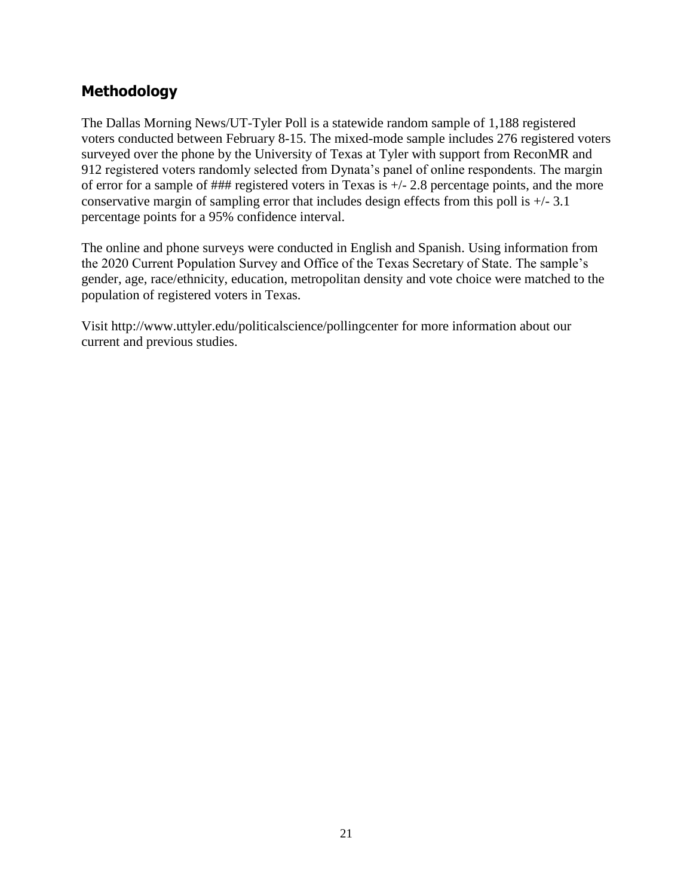## Methodology

The Dallas Morning News/UT-Tyler Poll is a statewide random sample of 1,188 registered voters conducted between February 8-15. The mixed-mode sample includes 276 registered voters surveyed over the phone by the University of Texas at Tyler with support from ReconMR and 912 registered voters randomly selected from Dynata's panel of online respondents. The margin of error for a sample of ### registered voters in Texas is +/- 2.8 percentage points, and the more conservative margin of sampling error that includes design effects from this poll is +/- 3.1 percentage points for a 95% confidence interval.

The online and phone surveys were conducted in English and Spanish. Using information from the 2020 Current Population Survey and Office of the Texas Secretary of State. The sample's gender, age, race/ethnicity, education, metropolitan density and vote choice were matched to the population of registered voters in Texas.

Visit http://www.uttyler.edu/politicalscience/pollingcenter for more information about our current and previous studies.